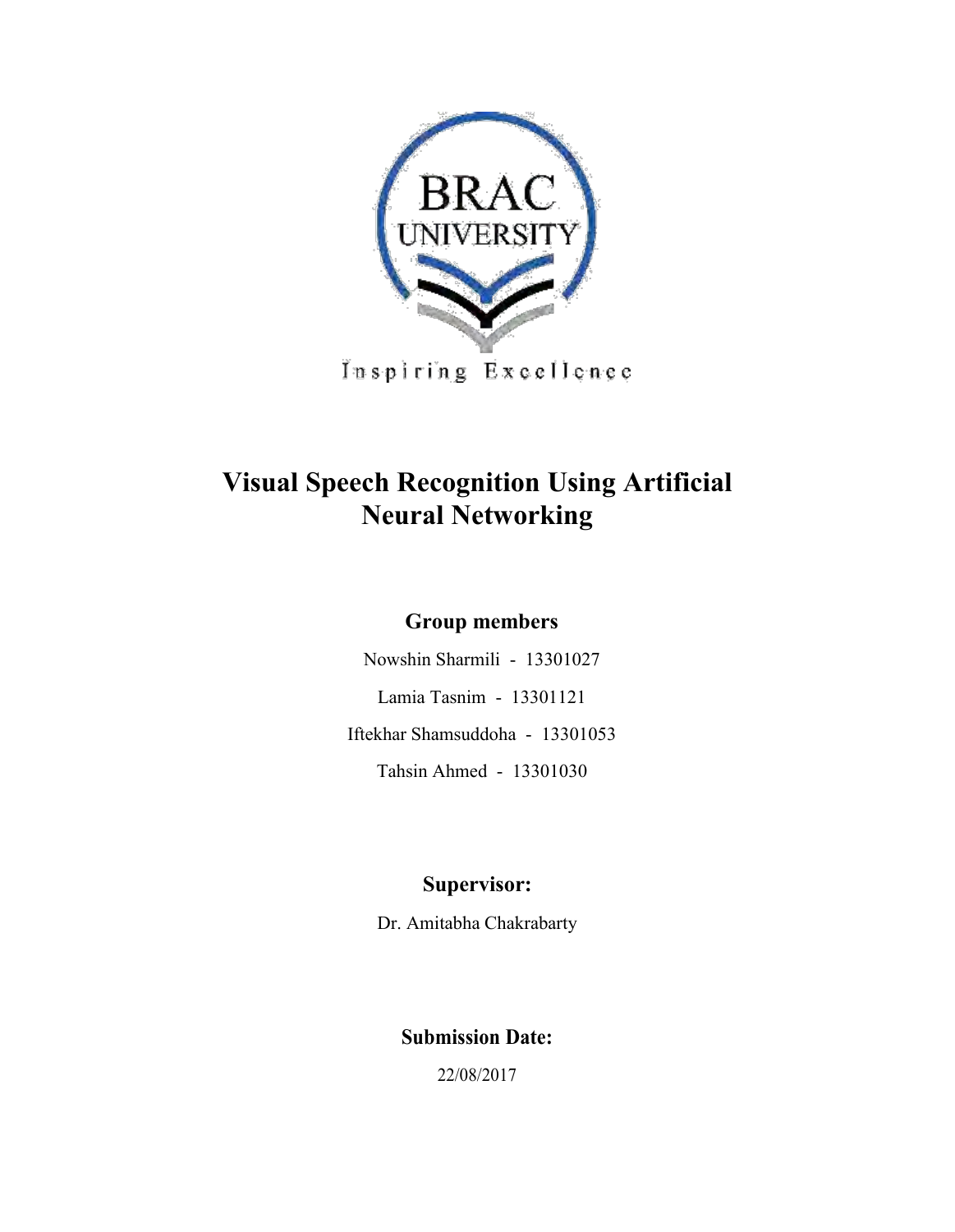BRAC UNIVERSITY

Inspiring Excellence

# Visual Speech Recognition Using Artificial Neural Networking

## Group members

Nowshin Sharmili - 13301027

Lamia Tasnim - 13301121

Iftekhar Shamsuddoha - 13301053

Tahsin Ahmed - 13301030

## Supervisor:

Dr. Amitabha Chakrabarty

## Submission Date:

22/08/2017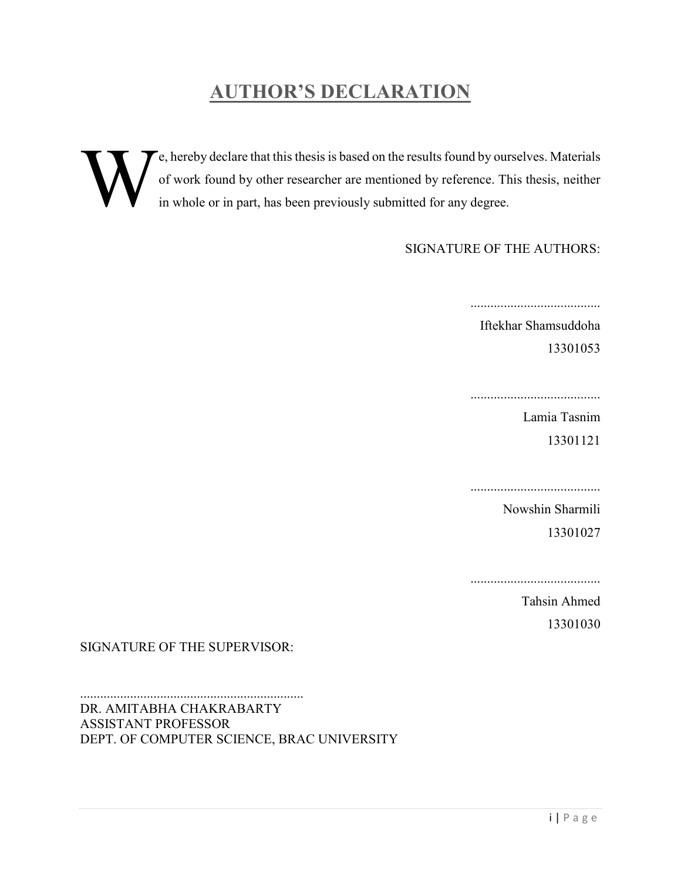# AUTHOR'S DECLARATION

We, hereby declare that this thesis is based on the results found by ourselves. Materials of work found by other researcher are mentioned by reference. This thesis, neither in whole or in part, has been previously submitted for any degree.

SIGNATURE OF THE AUTHORS:

.......................................

Iftekhar Shamsuddoha

13301053

.......................................

Lamia Tasnim

13301121

.......................................

Nowshin Sharmili

13301027

.......................................

Tahsin Ahmed

13301030

SIGNATURE OF THE SUPERVISOR:

...................................................................

DR. AMITABHA CHAKRABARTY

ASSISTANT PROFESSOR

DEPT. OF COMPUTER SCIENCE, BRAC UNIVERSITY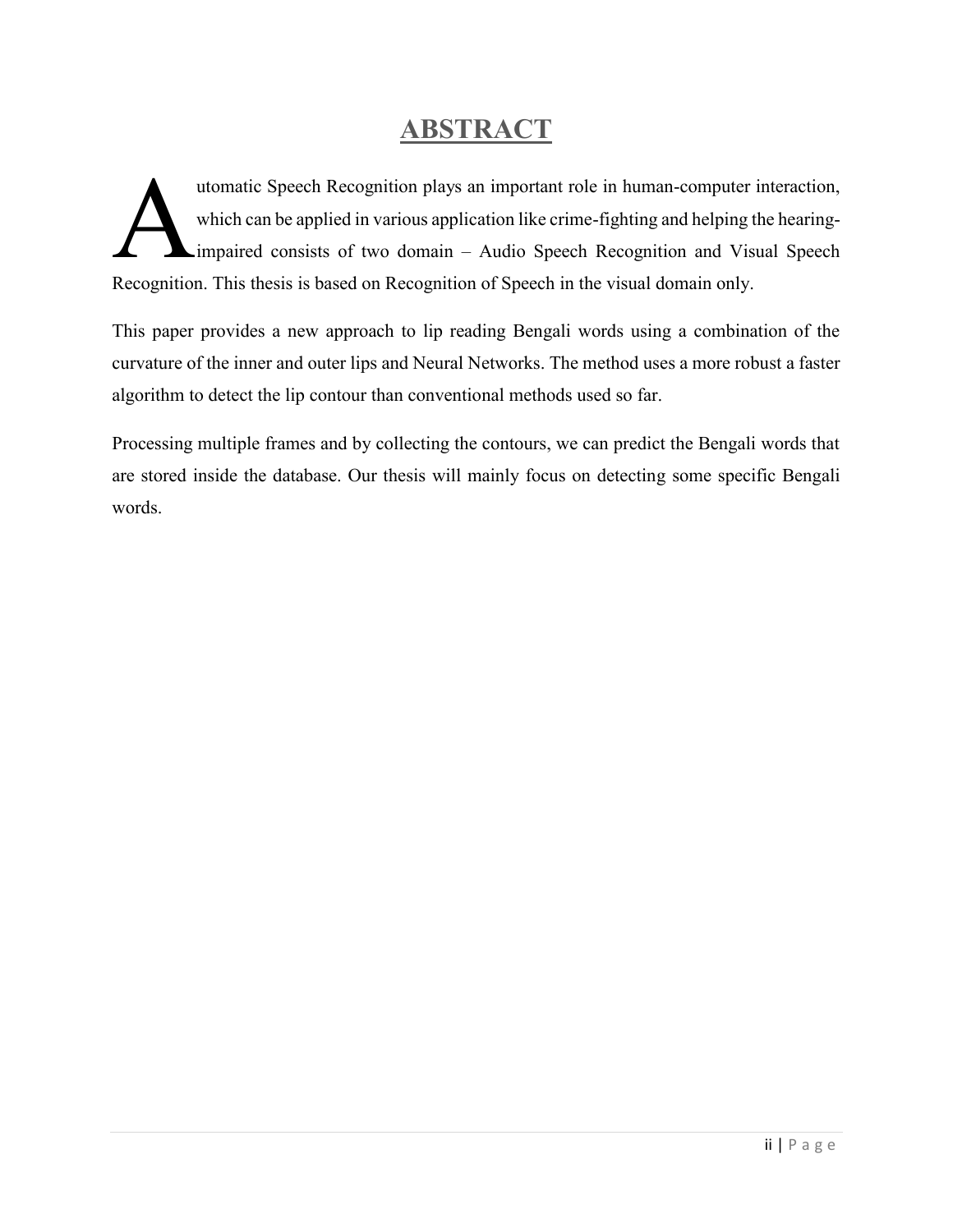# ABSTRACT

Automatic Speech Recognition plays an important role in human-computer interaction, which can be applied in various application like crime-fighting and helping the hearing-impaired consists of two domain – Audio Speech Recognition and Visual Speech Recognition. This thesis is based on Recognition of Speech in the visual domain only.

This paper provides a new approach to lip reading Bengali words using a combination of the curvature of the inner and outer lips and Neural Networks. The method uses a more robust a faster algorithm to detect the lip contour than conventional methods used so far.

Processing multiple frames and by collecting the contours, we can predict the Bengali words that are stored inside the database. Our thesis will mainly focus on detecting some specific Bengali words.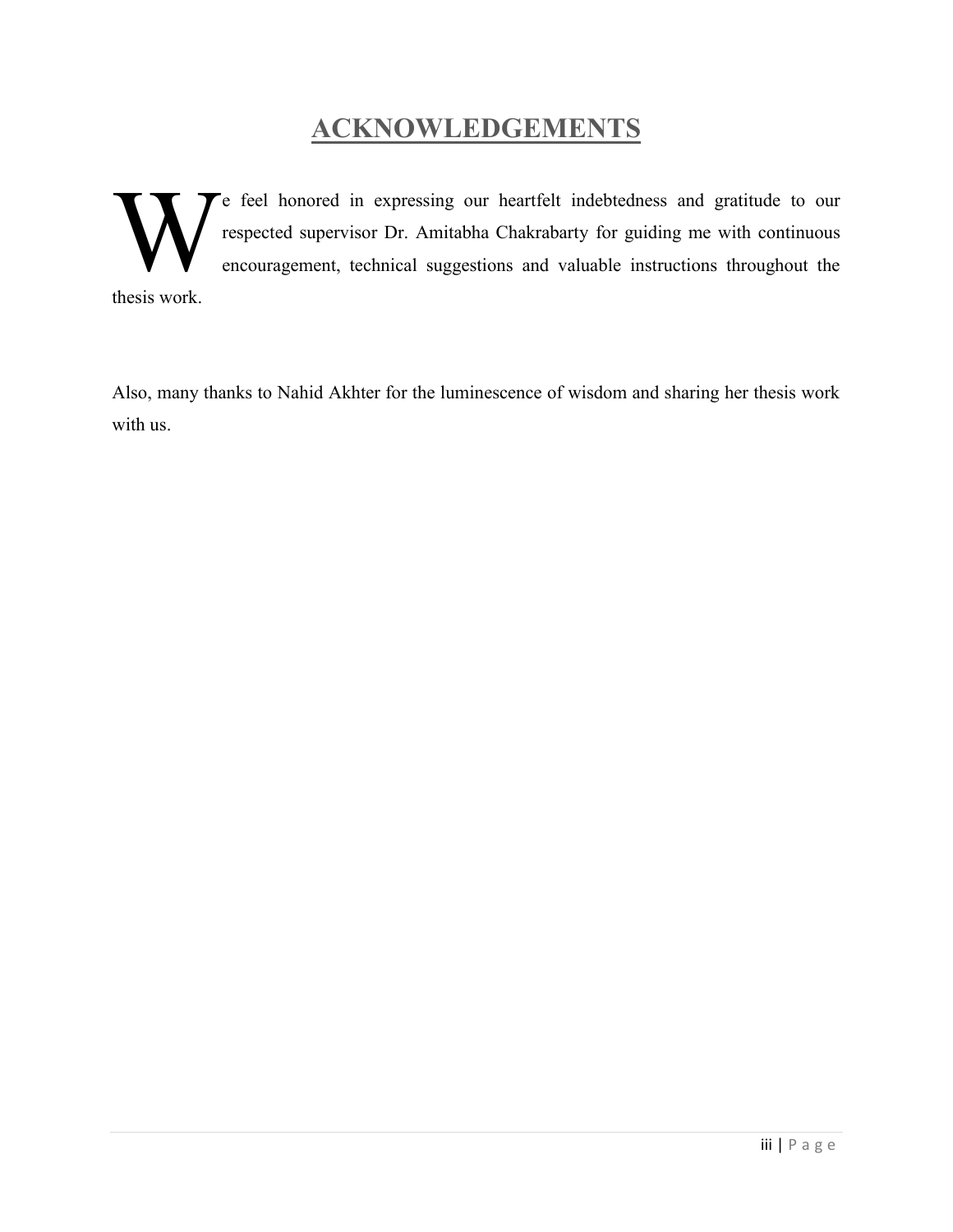# ACKNOWLEDGEMENTS

We feel honored in expressing our heartfelt indebtedness and gratitude to our respected supervisor Dr. Amitabha Chakrabarty for guiding me with continuous encouragement, technical suggestions and valuable instructions throughout the thesis work.

Also, many thanks to Nahid Akhter for the luminescence of wisdom and sharing her thesis work with us.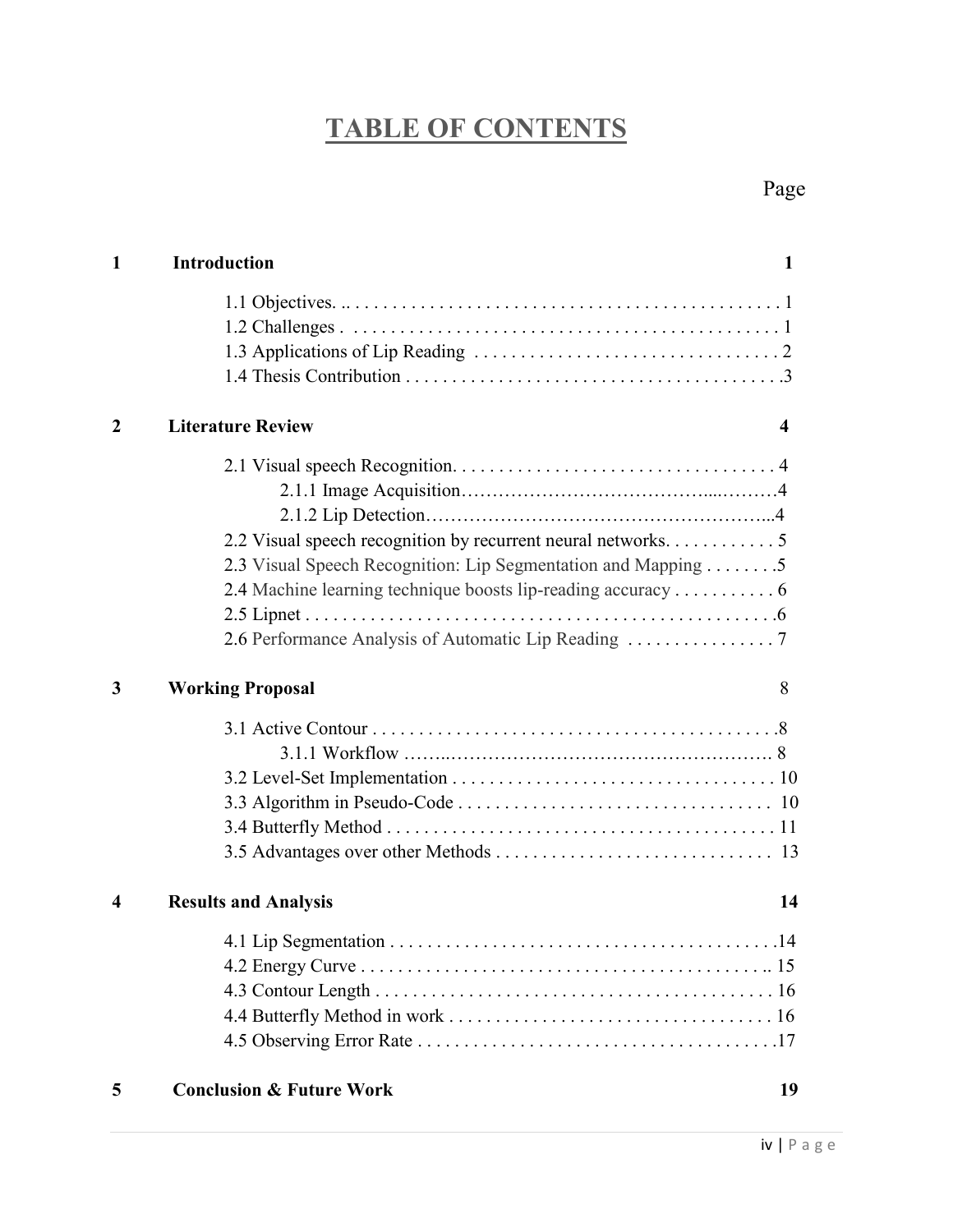# TABLE OF CONTENTS

| | | Page |
|---|---|---|
| **1** | **Introduction** | **1** |
| | 1.1 Objectives | 1 |
| | 1.2 Challenges | 1 |
| | 1.3 Applications of Lip Reading | 2 |
| | 1.4 Thesis Contribution | 3 |
| **2** | **Literature Review** | **4** |
| | 2.1 Visual speech Recognition | 4 |
| | 2.1.1 Image Acquisition | 4 |
| | 2.1.2 Lip Detection | 4 |
| | 2.2 Visual speech recognition by recurrent neural networks | 5 |
| | 2.3 Visual Speech Recognition: Lip Segmentation and Mapping | 5 |
| | 2.4 Machine learning technique boosts lip-reading accuracy | 6 |
| | 2.5 Lipnet | 6 |
| | 2.6 Performance Analysis of Automatic Lip Reading | 7 |
| **3** | **Working Proposal** | 8 |
| | 3.1 Active Contour | 8 |
| | 3.1.1 Workflow | 8 |
| | 3.2 Level-Set Implementation | 10 |
| | 3.3 Algorithm in Pseudo-Code | 10 |
| | 3.4 Butterfly Method | 11 |
| | 3.5 Advantages over other Methods | 13 |
| **4** | **Results and Analysis** | **14** |
| | 4.1 Lip Segmentation | 14 |
| | 4.2 Energy Curve | 15 |
| | 4.3 Contour Length | 16 |
| | 4.4 Butterfly Method in work | 16 |
| | 4.5 Observing Error Rate | 17 |
| **5** | **Conclusion & Future Work** | **19** |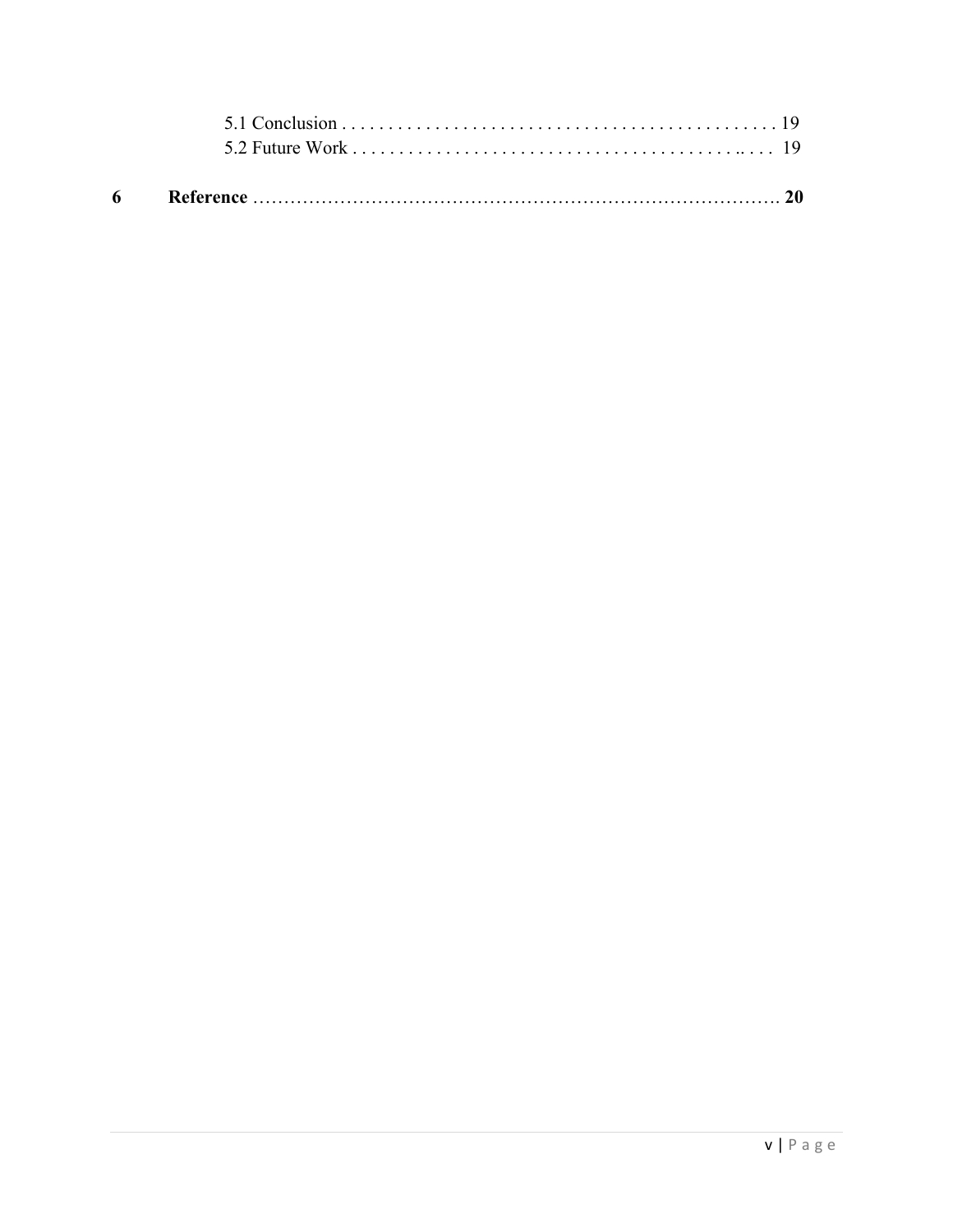5.1 Conclusion . . . . . . . . . . . . . . . . . . . . . . . . . . . . . . . . . . . . . . . . . . . . . . . . 19
5.2 Future Work . . . . . . . . . . . . . . . . . . . . . . . . . . . . . . . . . . . . . . . . . . .. . . . 19

**6 Reference** ………………………………………………………………………. **20**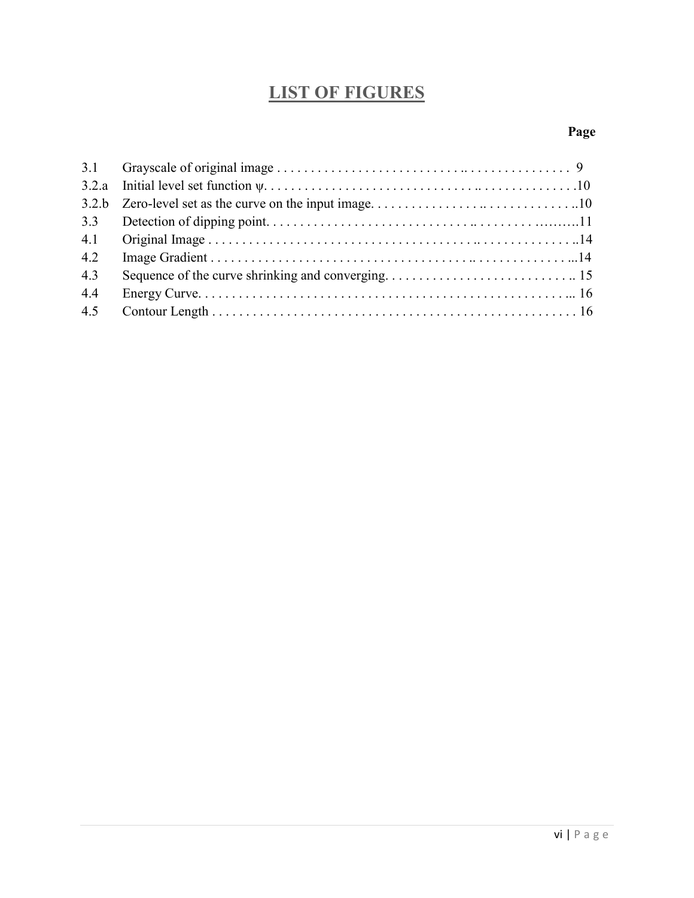# LIST OF FIGURES

| | | Page |
|---|---|---|
| 3.1 | Grayscale of original image | 9 |
| 3.2.a | Initial level set function $\psi$. | 10 |
| 3.2.b | Zero-level set as the curve on the input image. | 10 |
| 3.3 | Detection of dipping point. | 11 |
| 4.1 | Original Image | 14 |
| 4.2 | Image Gradient | 14 |
| 4.3 | Sequence of the curve shrinking and converging. | 15 |
| 4.4 | Energy Curve. | 16 |
| 4.5 | Contour Length | 16 |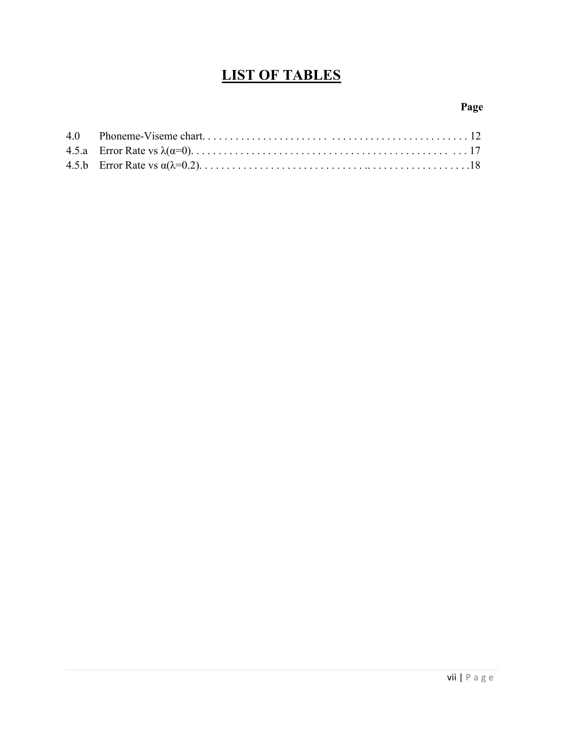# LIST OF TABLES

**Page**

4.0 Phoneme-Viseme chart. . . . . . . . . . . . . . . . . . . . . . . . . . . . . . . . . . . . . . . . . . . . . . 12

4.5.a Error Rate vs $\lambda(\alpha=0)$. . . . . . . . . . . . . . . . . . . . . . . . . . . . . . . . . . . . . . . . . . . . . . 17

4.5.b Error Rate vs $\alpha(\lambda=0.2)$. . . . . . . . . . . . . . . . . . . . . . . . . . . . . . . . . . . . . . . . . . . . . .18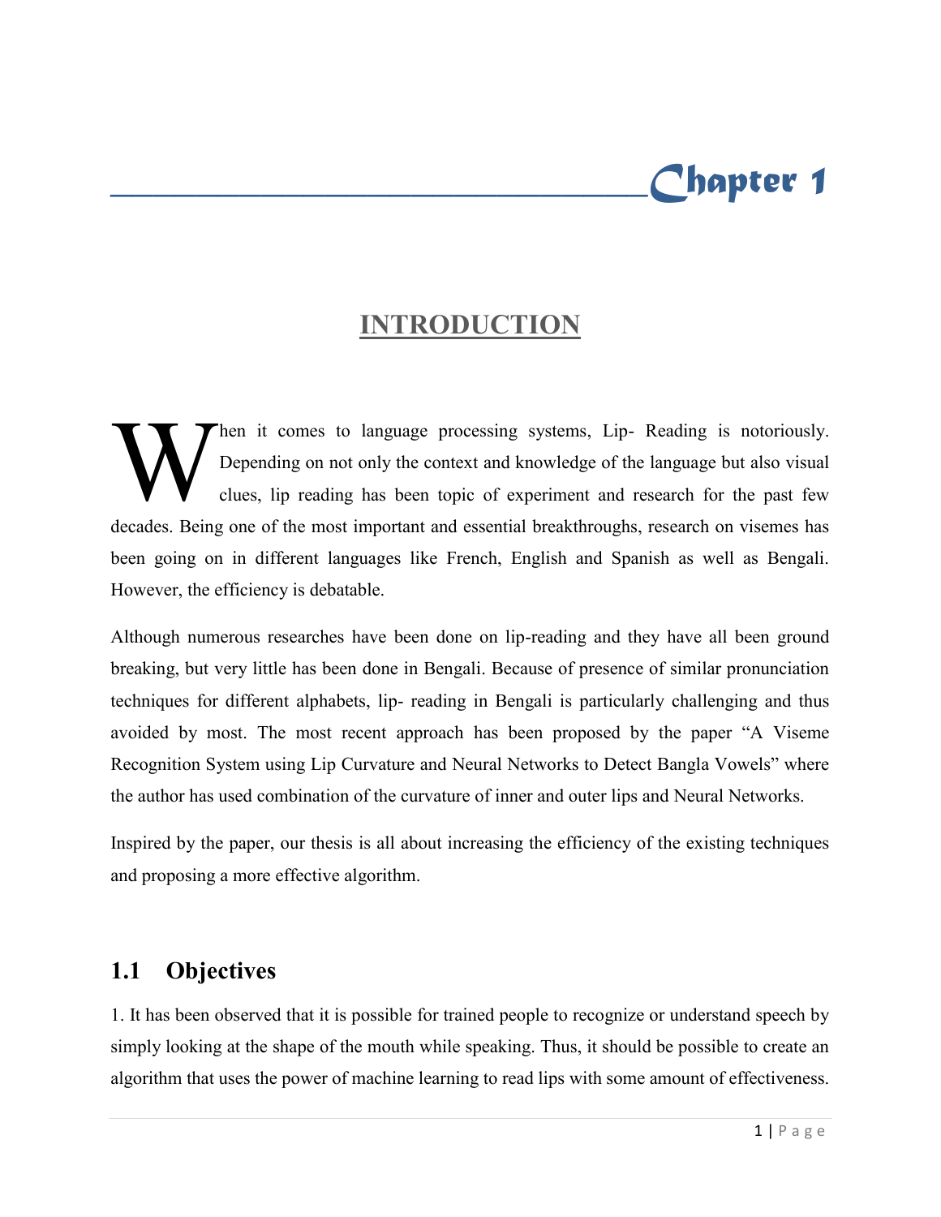# Chapter 1

## INTRODUCTION

When it comes to language processing systems, Lip- Reading is notoriously. Depending on not only the context and knowledge of the language but also visual clues, lip reading has been topic of experiment and research for the past few decades. Being one of the most important and essential breakthroughs, research on visemes has been going on in different languages like French, English and Spanish as well as Bengali. However, the efficiency is debatable.

Although numerous researches have been done on lip-reading and they have all been ground breaking, but very little has been done in Bengali. Because of presence of similar pronunciation techniques for different alphabets, lip- reading in Bengali is particularly challenging and thus avoided by most. The most recent approach has been proposed by the paper "A Viseme Recognition System using Lip Curvature and Neural Networks to Detect Bangla Vowels" where the author has used combination of the curvature of inner and outer lips and Neural Networks.

Inspired by the paper, our thesis is all about increasing the efficiency of the existing techniques and proposing a more effective algorithm.

## 1.1 Objectives

1. It has been observed that it is possible for trained people to recognize or understand speech by simply looking at the shape of the mouth while speaking. Thus, it should be possible to create an algorithm that uses the power of machine learning to read lips with some amount of effectiveness.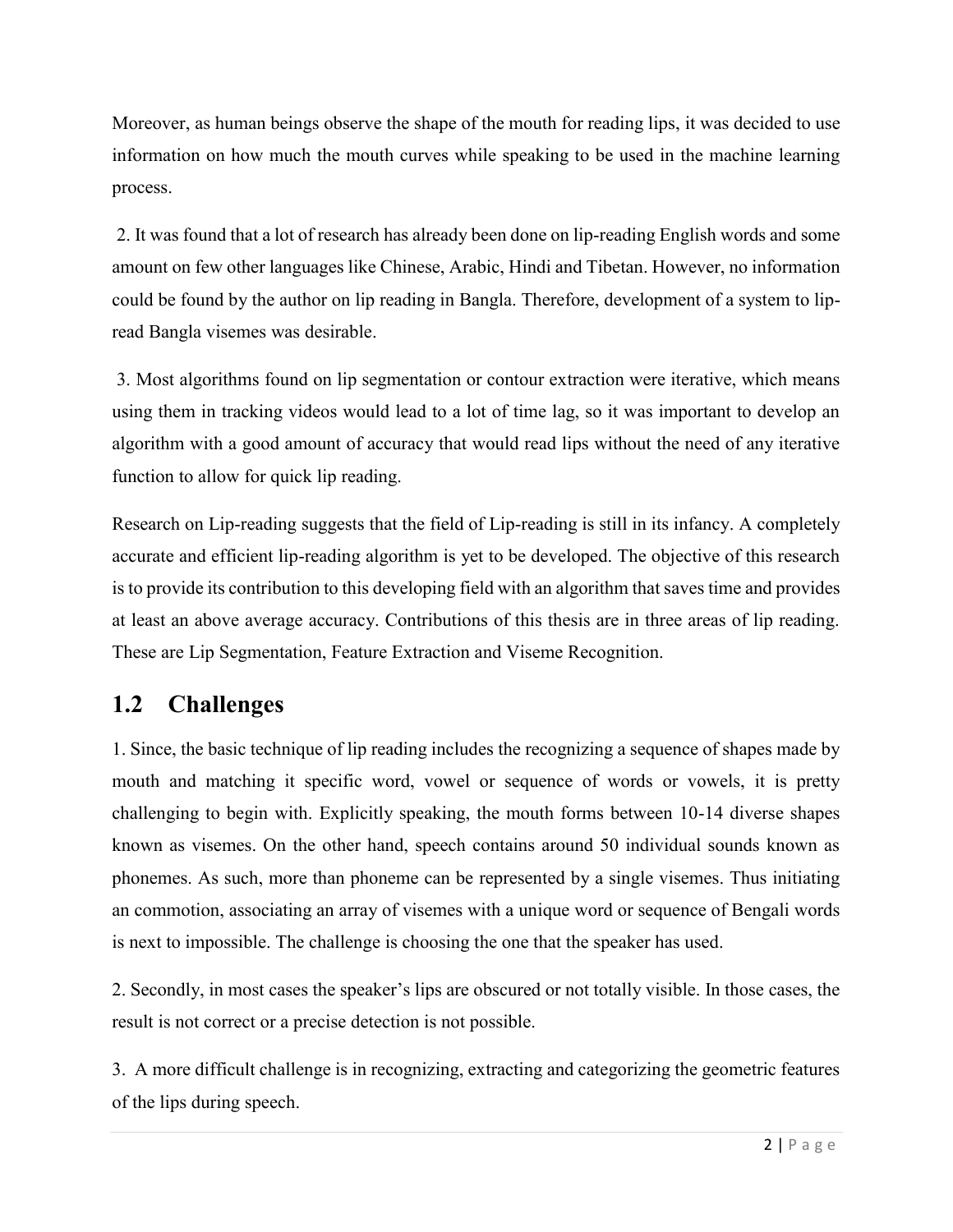Moreover, as human beings observe the shape of the mouth for reading lips, it was decided to use information on how much the mouth curves while speaking to be used in the machine learning process.

2. It was found that a lot of research has already been done on lip-reading English words and some amount on few other languages like Chinese, Arabic, Hindi and Tibetan. However, no information could be found by the author on lip reading in Bangla. Therefore, development of a system to lip-read Bangla visemes was desirable.

3. Most algorithms found on lip segmentation or contour extraction were iterative, which means using them in tracking videos would lead to a lot of time lag, so it was important to develop an algorithm with a good amount of accuracy that would read lips without the need of any iterative function to allow for quick lip reading.

Research on Lip-reading suggests that the field of Lip-reading is still in its infancy. A completely accurate and efficient lip-reading algorithm is yet to be developed. The objective of this research is to provide its contribution to this developing field with an algorithm that saves time and provides at least an above average accuracy. Contributions of this thesis are in three areas of lip reading. These are Lip Segmentation, Feature Extraction and Viseme Recognition.

## 1.2 Challenges

1. Since, the basic technique of lip reading includes the recognizing a sequence of shapes made by mouth and matching it specific word, vowel or sequence of words or vowels, it is pretty challenging to begin with. Explicitly speaking, the mouth forms between 10-14 diverse shapes known as visemes. On the other hand, speech contains around 50 individual sounds known as phonemes. As such, more than phoneme can be represented by a single visemes. Thus initiating an commotion, associating an array of visemes with a unique word or sequence of Bengali words is next to impossible. The challenge is choosing the one that the speaker has used.

2. Secondly, in most cases the speaker's lips are obscured or not totally visible. In those cases, the result is not correct or a precise detection is not possible.

3. A more difficult challenge is in recognizing, extracting and categorizing the geometric features of the lips during speech.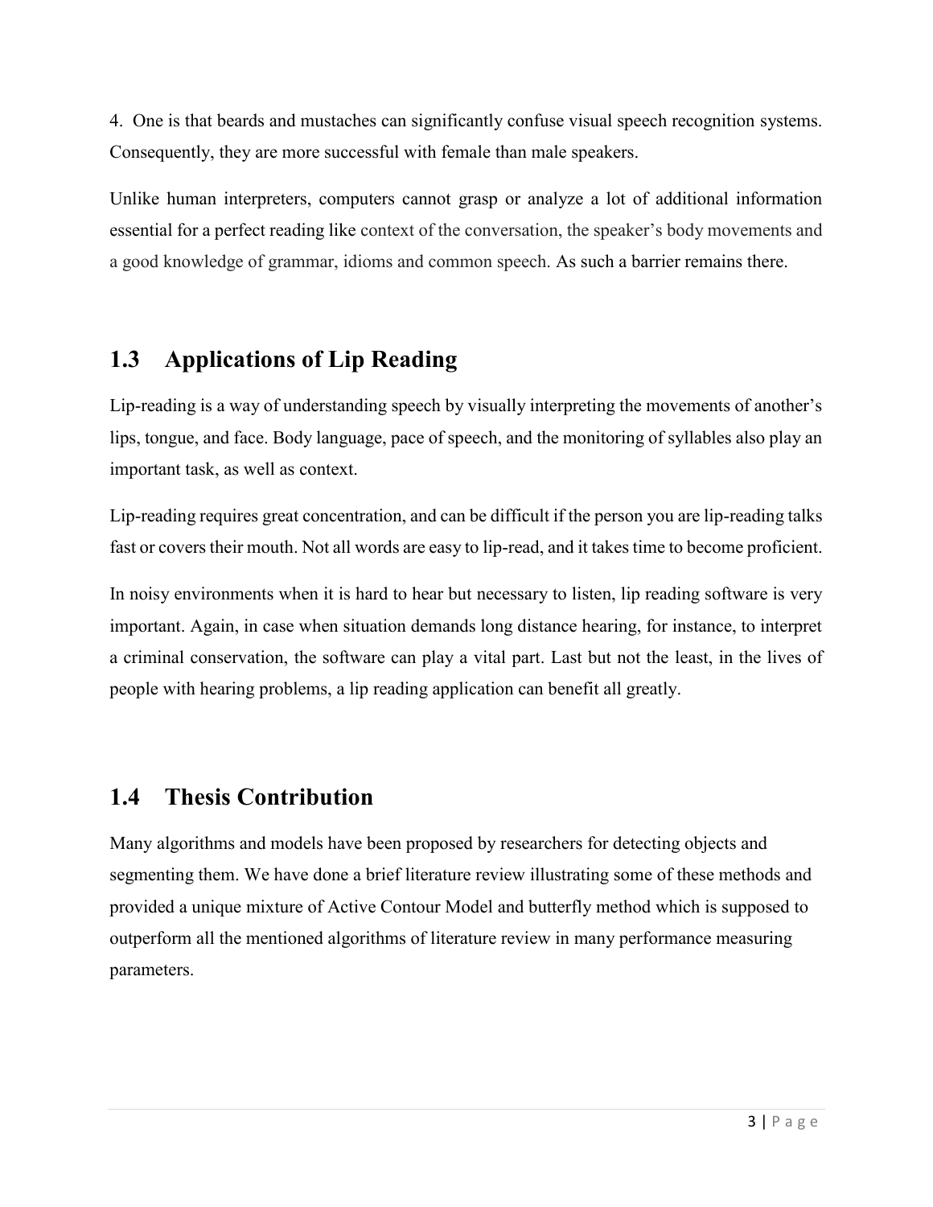4. One is that beards and mustaches can significantly confuse visual speech recognition systems. Consequently, they are more successful with female than male speakers.

Unlike human interpreters, computers cannot grasp or analyze a lot of additional information essential for a perfect reading like context of the conversation, the speaker's body movements and a good knowledge of grammar, idioms and common speech. As such a barrier remains there.

## 1.3 Applications of Lip Reading

Lip-reading is a way of understanding speech by visually interpreting the movements of another's lips, tongue, and face. Body language, pace of speech, and the monitoring of syllables also play an important task, as well as context.

Lip-reading requires great concentration, and can be difficult if the person you are lip-reading talks fast or covers their mouth. Not all words are easy to lip-read, and it takes time to become proficient.

In noisy environments when it is hard to hear but necessary to listen, lip reading software is very important. Again, in case when situation demands long distance hearing, for instance, to interpret a criminal conservation, the software can play a vital part. Last but not the least, in the lives of people with hearing problems, a lip reading application can benefit all greatly.

## 1.4 Thesis Contribution

Many algorithms and models have been proposed by researchers for detecting objects and segmenting them. We have done a brief literature review illustrating some of these methods and provided a unique mixture of Active Contour Model and butterfly method which is supposed to outperform all the mentioned algorithms of literature review in many performance measuring parameters.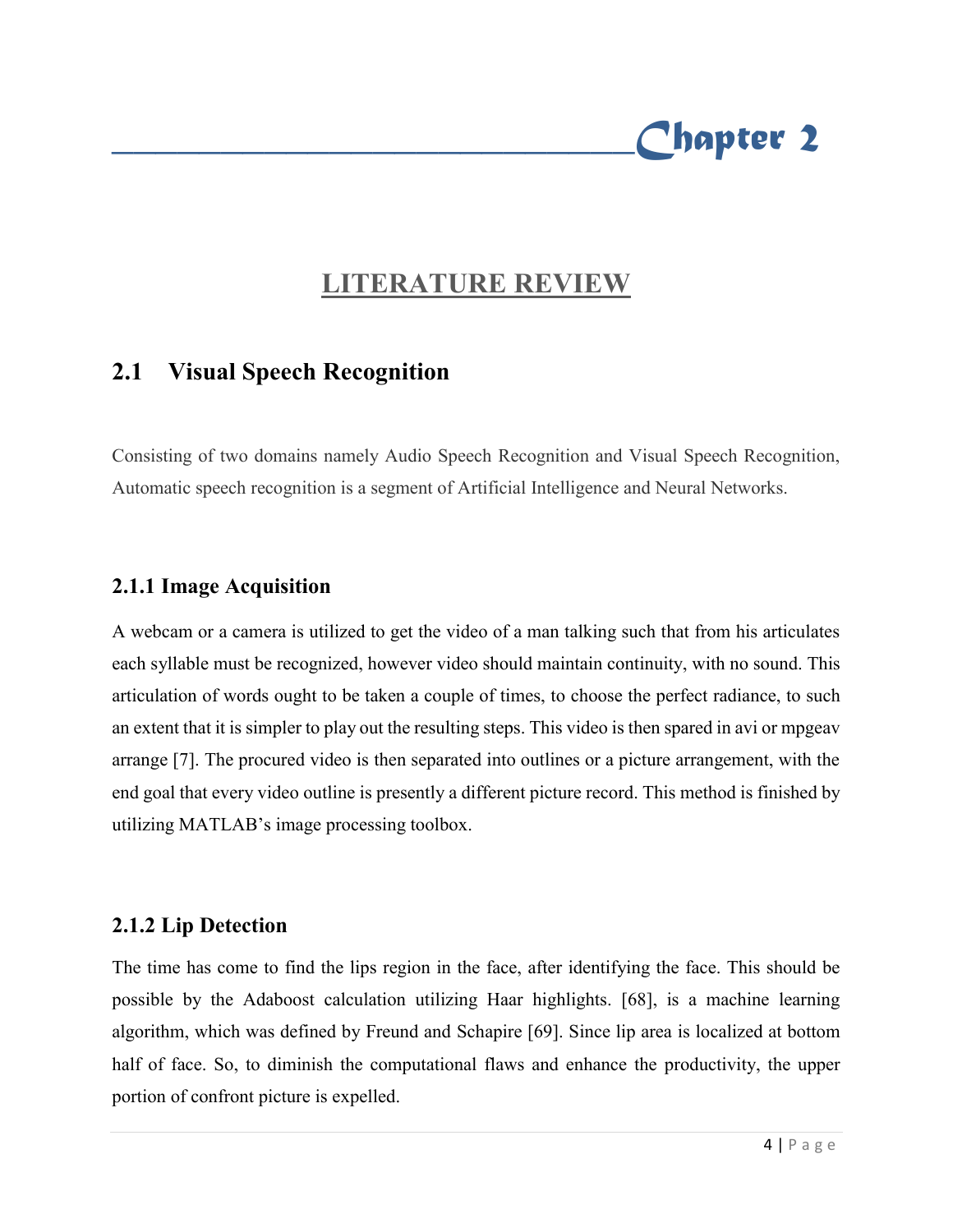# Chapter 2

## LITERATURE REVIEW

## 2.1 Visual Speech Recognition

Consisting of two domains namely Audio Speech Recognition and Visual Speech Recognition, Automatic speech recognition is a segment of Artificial Intelligence and Neural Networks.

### 2.1.1 Image Acquisition

A webcam or a camera is utilized to get the video of a man talking such that from his articulates each syllable must be recognized, however video should maintain continuity, with no sound. This articulation of words ought to be taken a couple of times, to choose the perfect radiance, to such an extent that it is simpler to play out the resulting steps. This video is then spared in avi or mpgeav arrange [7]. The procured video is then separated into outlines or a picture arrangement, with the end goal that every video outline is presently a different picture record. This method is finished by utilizing MATLAB's image processing toolbox.

### 2.1.2 Lip Detection

The time has come to find the lips region in the face, after identifying the face. This should be possible by the Adaboost calculation utilizing Haar highlights. [68], is a machine learning algorithm, which was defined by Freund and Schapire [69]. Since lip area is localized at bottom half of face. So, to diminish the computational flaws and enhance the productivity, the upper portion of confront picture is expelled.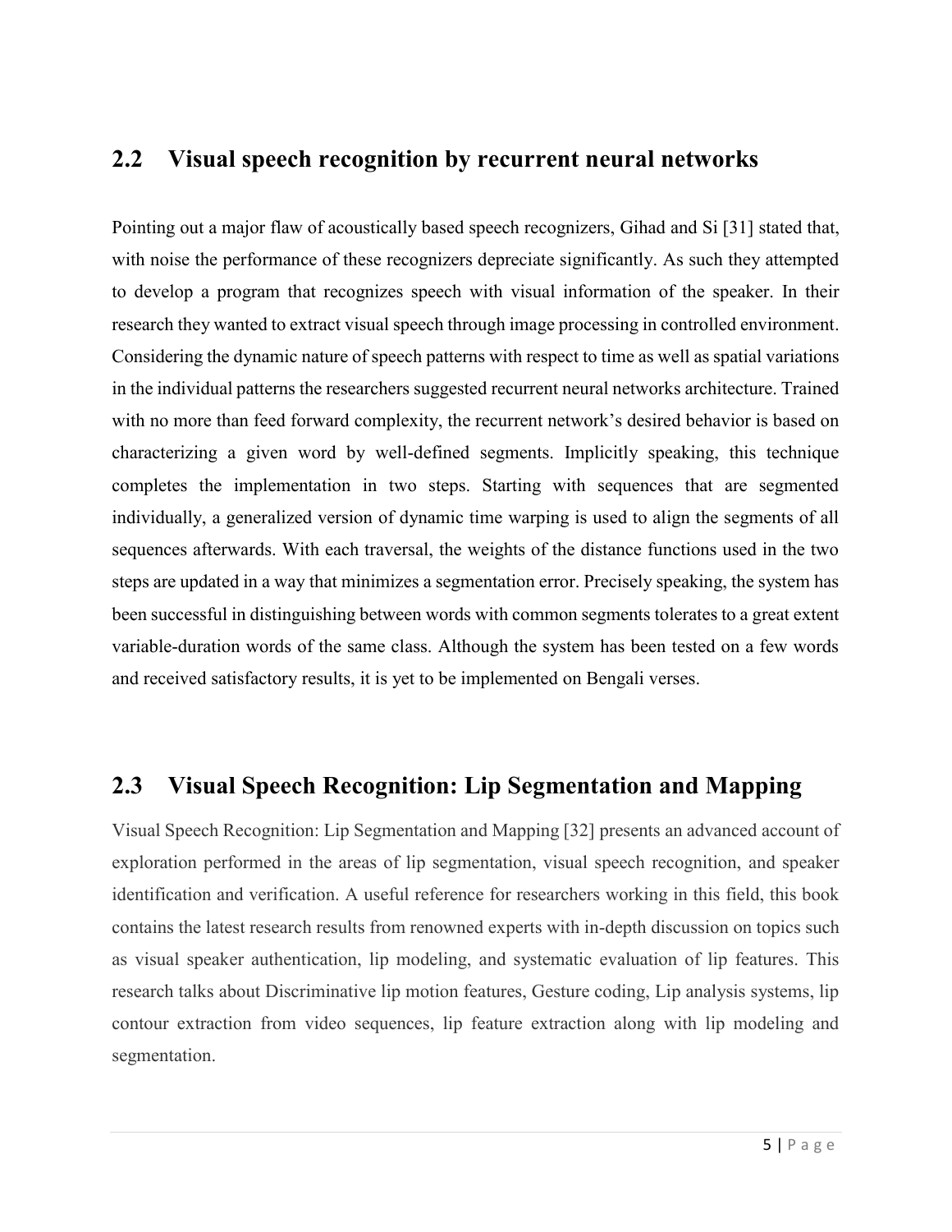## 2.2 Visual speech recognition by recurrent neural networks

Pointing out a major flaw of acoustically based speech recognizers, Gihad and Si [31] stated that, with noise the performance of these recognizers depreciate significantly. As such they attempted to develop a program that recognizes speech with visual information of the speaker. In their research they wanted to extract visual speech through image processing in controlled environment. Considering the dynamic nature of speech patterns with respect to time as well as spatial variations in the individual patterns the researchers suggested recurrent neural networks architecture. Trained with no more than feed forward complexity, the recurrent network's desired behavior is based on characterizing a given word by well-defined segments. Implicitly speaking, this technique completes the implementation in two steps. Starting with sequences that are segmented individually, a generalized version of dynamic time warping is used to align the segments of all sequences afterwards. With each traversal, the weights of the distance functions used in the two steps are updated in a way that minimizes a segmentation error. Precisely speaking, the system has been successful in distinguishing between words with common segments tolerates to a great extent variable-duration words of the same class. Although the system has been tested on a few words and received satisfactory results, it is yet to be implemented on Bengali verses.

## 2.3 Visual Speech Recognition: Lip Segmentation and Mapping

Visual Speech Recognition: Lip Segmentation and Mapping [32] presents an advanced account of exploration performed in the areas of lip segmentation, visual speech recognition, and speaker identification and verification. A useful reference for researchers working in this field, this book contains the latest research results from renowned experts with in-depth discussion on topics such as visual speaker authentication, lip modeling, and systematic evaluation of lip features. This research talks about Discriminative lip motion features, Gesture coding, Lip analysis systems, lip contour extraction from video sequences, lip feature extraction along with lip modeling and segmentation.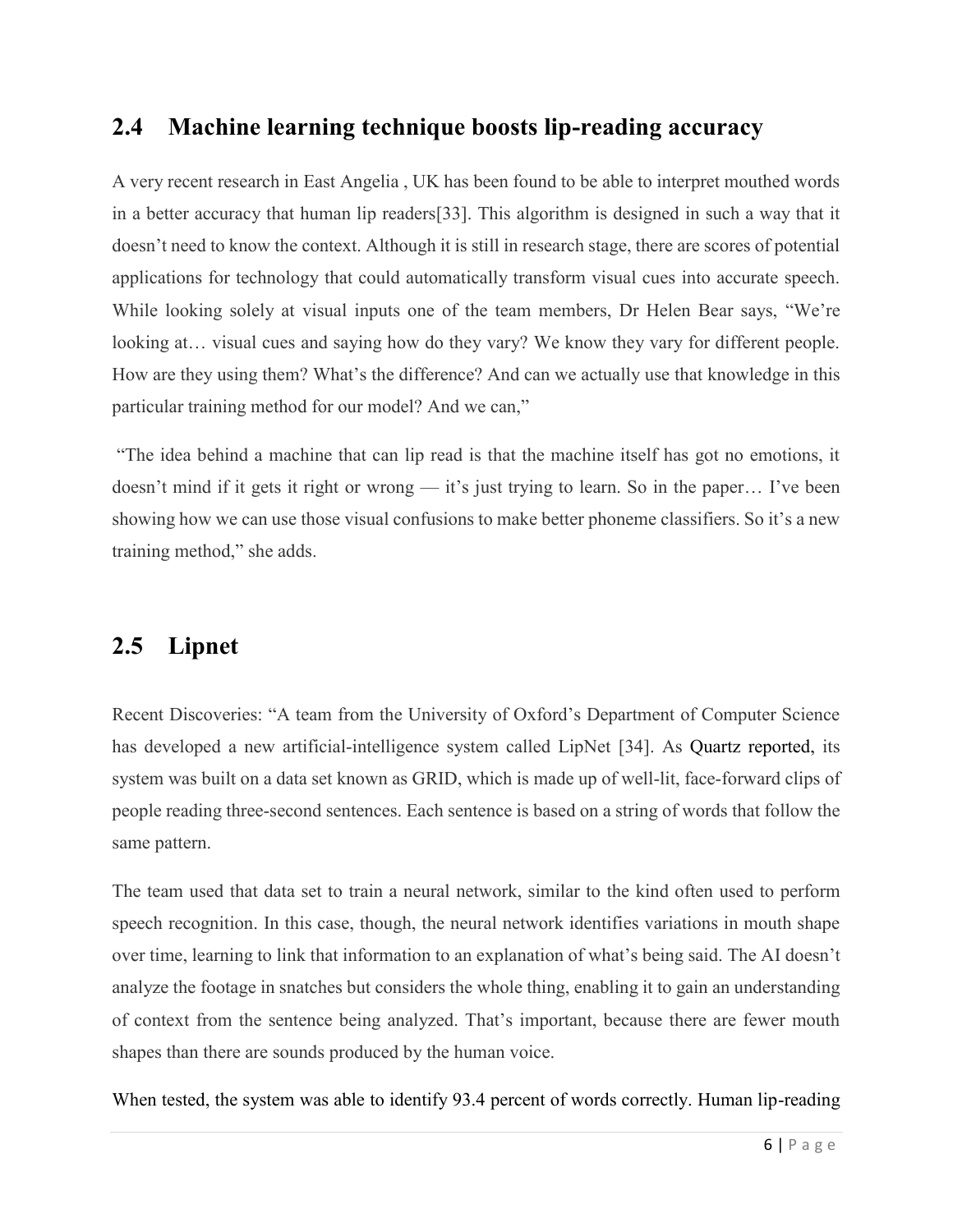## 2.4 Machine learning technique boosts lip-reading accuracy

A very recent research in East Angelia , UK has been found to be able to interpret mouthed words in a better accuracy that human lip readers[33]. This algorithm is designed in such a way that it doesn't need to know the context. Although it is still in research stage, there are scores of potential applications for technology that could automatically transform visual cues into accurate speech. While looking solely at visual inputs one of the team members, Dr Helen Bear says, "We're looking at… visual cues and saying how do they vary? We know they vary for different people. How are they using them? What's the difference? And can we actually use that knowledge in this particular training method for our model? And we can,"

"The idea behind a machine that can lip read is that the machine itself has got no emotions, it doesn't mind if it gets it right or wrong — it's just trying to learn. So in the paper… I've been showing how we can use those visual confusions to make better phoneme classifiers. So it's a new training method," she adds.

## 2.5 Lipnet

Recent Discoveries: "A team from the University of Oxford's Department of Computer Science has developed a new artificial-intelligence system called LipNet [34]. As Quartz reported, its system was built on a data set known as GRID, which is made up of well-lit, face-forward clips of people reading three-second sentences. Each sentence is based on a string of words that follow the same pattern.

The team used that data set to train a neural network, similar to the kind often used to perform speech recognition. In this case, though, the neural network identifies variations in mouth shape over time, learning to link that information to an explanation of what's being said. The AI doesn't analyze the footage in snatches but considers the whole thing, enabling it to gain an understanding of context from the sentence being analyzed. That's important, because there are fewer mouth shapes than there are sounds produced by the human voice.

When tested, the system was able to identify 93.4 percent of words correctly. Human lip-reading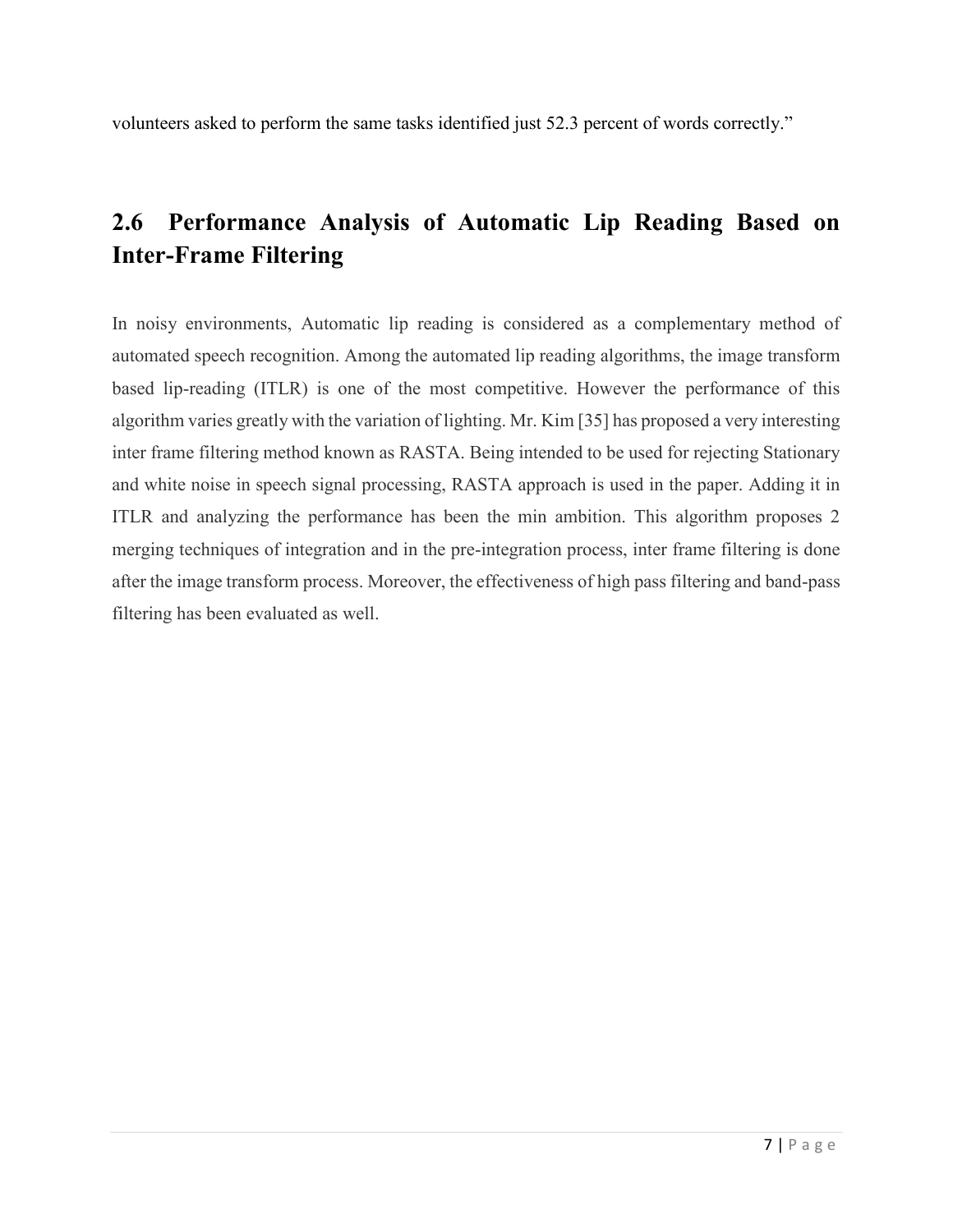volunteers asked to perform the same tasks identified just 52.3 percent of words correctly."

## 2.6 Performance Analysis of Automatic Lip Reading Based on Inter-Frame Filtering

In noisy environments, Automatic lip reading is considered as a complementary method of automated speech recognition. Among the automated lip reading algorithms, the image transform based lip-reading (ITLR) is one of the most competitive. However the performance of this algorithm varies greatly with the variation of lighting. Mr. Kim [35] has proposed a very interesting inter frame filtering method known as RASTA. Being intended to be used for rejecting Stationary and white noise in speech signal processing, RASTA approach is used in the paper. Adding it in ITLR and analyzing the performance has been the min ambition. This algorithm proposes 2 merging techniques of integration and in the pre-integration process, inter frame filtering is done after the image transform process. Moreover, the effectiveness of high pass filtering and band-pass filtering has been evaluated as well.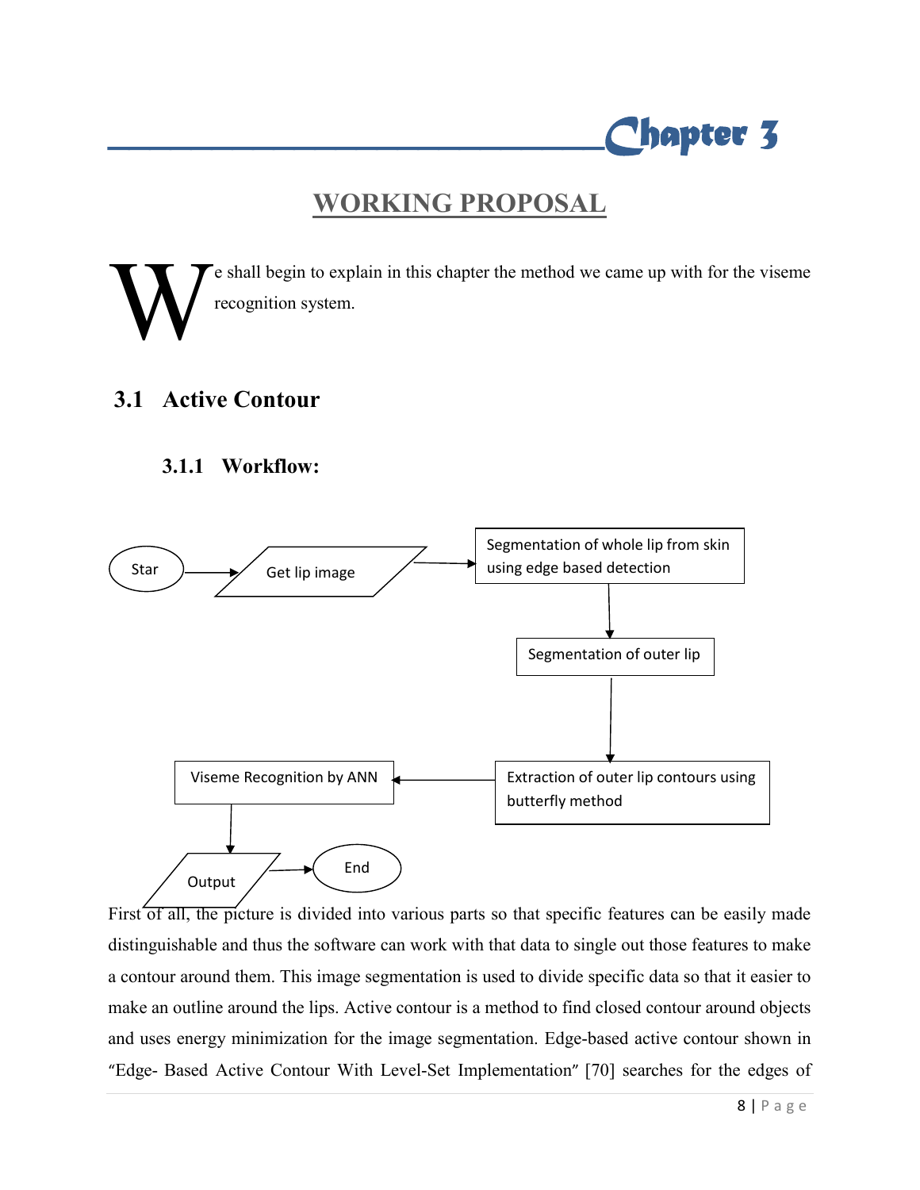# Chapter 3

## WORKING PROPOSAL

We shall begin to explain in this chapter the method we came up with for the viseme recognition system.

## 3.1 Active Contour

### 3.1.1 Workflow:

Star → Get lip image → Segmentation of whole lip from skin using edge based detection → Segmentation of outer lip → Extraction of outer lip contours using butterfly method → Viseme Recognition by ANN → Output → End

First of all, the picture is divided into various parts so that specific features can be easily made distinguishable and thus the software can work with that data to single out those features to make a contour around them. This image segmentation is used to divide specific data so that it easier to make an outline around the lips. Active contour is a method to find closed contour around objects and uses energy minimization for the image segmentation. Edge-based active contour shown in "Edge- Based Active Contour With Level-Set Implementation" [70] searches for the edges of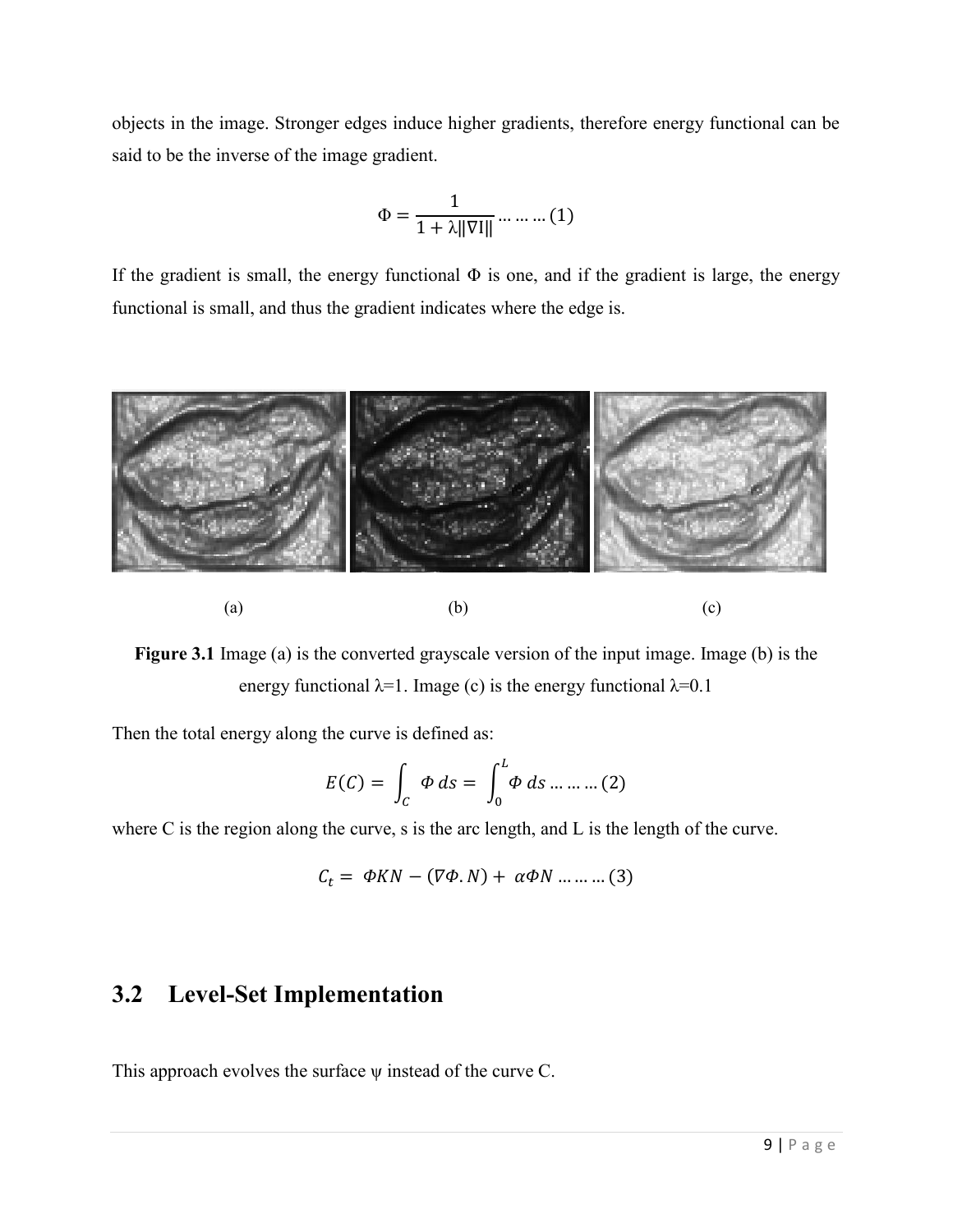objects in the image. Stronger edges induce higher gradients, therefore energy functional can be said to be the inverse of the image gradient.

$$\Phi = \frac{1}{1 + \lambda\|\nabla \mathrm{I}\|} \ldots\ldots\ldots (1)$$

If the gradient is small, the energy functional Φ is one, and if the gradient is large, the energy functional is small, and thus the gradient indicates where the edge is.

(a) (b) (c)

**Figure 3.1** Image (a) is the converted grayscale version of the input image. Image (b) is the energy functional λ=1. Image (c) is the energy functional λ=0.1

Then the total energy along the curve is defined as:

$$E(C) = \int_C \Phi\, ds = \int_0^L \Phi\, ds \ldots\ldots\ldots (2)$$

where C is the region along the curve, s is the arc length, and L is the length of the curve.

$$C_t = \Phi K N - (\nabla\Phi . N) + \alpha \Phi N \ldots\ldots\ldots (3)$$

## 3.2 Level-Set Implementation

This approach evolves the surface ψ instead of the curve C.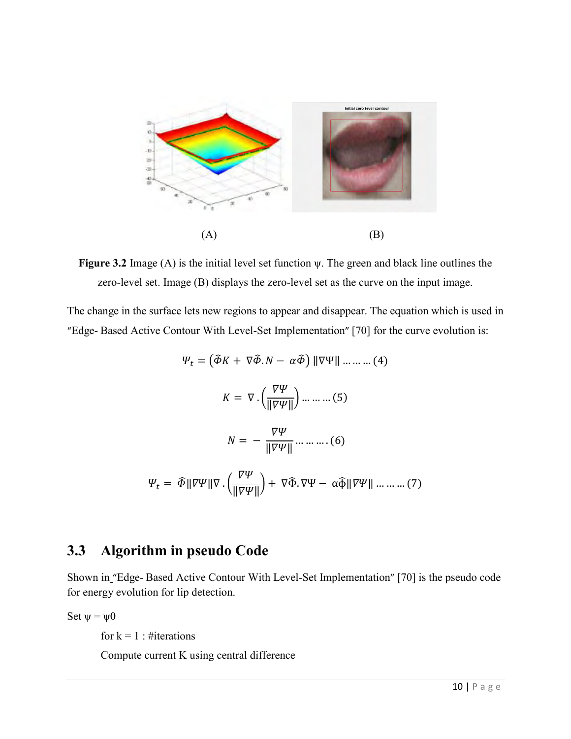(A) (B)

**Figure 3.2** Image (A) is the initial level set function ψ. The green and black line outlines the zero-level set. Image (B) displays the zero-level set as the curve on the input image.

The change in the surface lets new regions to appear and disappear. The equation which is used in "Edge- Based Active Contour With Level-Set Implementation" [70] for the curve evolution is:

$$\Psi_t = \left(\widehat{\Phi}K + \nabla\widehat{\Phi}.N - \alpha\widehat{\Phi}\right) \|\nabla\Psi\| \ldots\ldots\ldots (4)$$

$$K = \nabla . \left(\frac{\nabla\Psi}{\|\nabla\Psi\|}\right) \ldots\ldots\ldots (5)$$

$$N = -\frac{\nabla\Psi}{\|\nabla\Psi\|} \ldots\ldots\ldots . (6)$$

$$\Psi_t = \widehat{\Phi}\|\nabla\Psi\|\nabla . \left(\frac{\nabla\Psi}{\|\nabla\Psi\|}\right) + \nabla\widehat{\Phi}.\nabla\Psi - \alpha\widehat{\Phi}\|\nabla\Psi\| \ldots\ldots\ldots (7)$$

## 3.3 Algorithm in pseudo Code

Shown in "Edge- Based Active Contour With Level-Set Implementation" [70] is the pseudo code for energy evolution for lip detection.

Set ψ = ψ0

for k = 1 : #iterations

Compute current K using central difference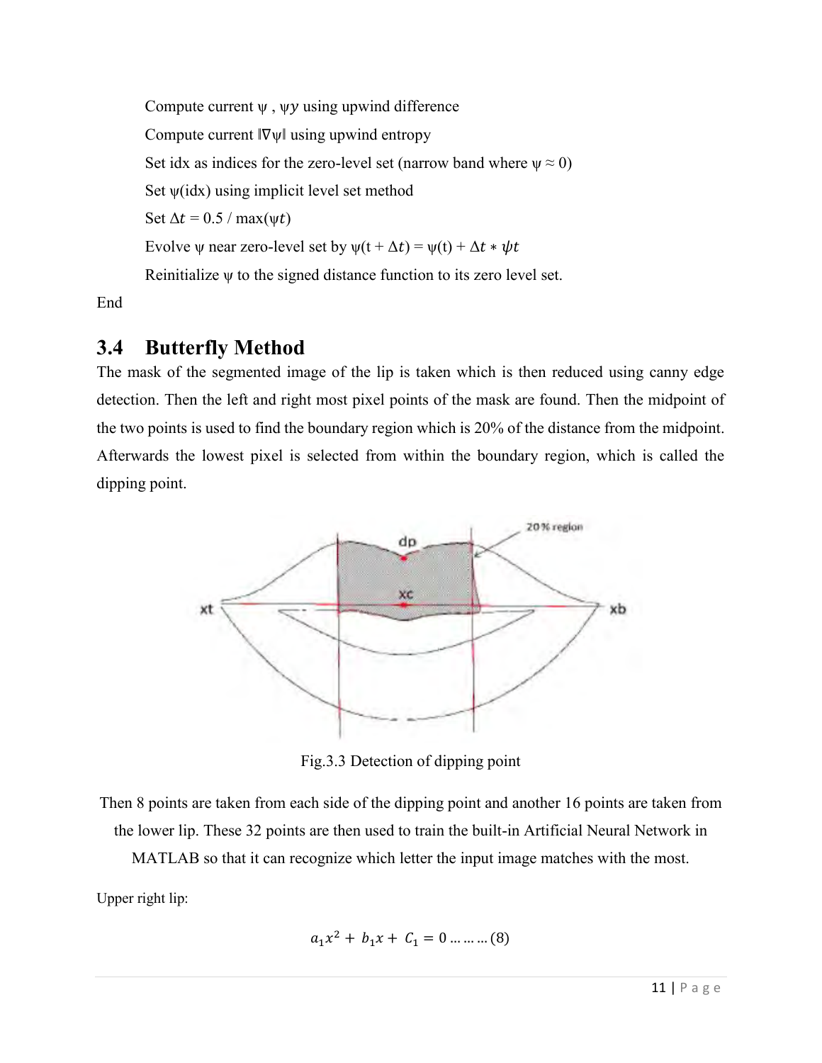Compute current ψ , $\psi y$ using upwind difference

Compute current ‖∇ψ‖ using upwind entropy

Set idx as indices for the zero-level set (narrow band where ψ ≈ 0)

Set ψ(idx) using implicit level set method

Set $\Delta t$ = 0.5 / max($\psi t$)

Evolve ψ near zero-level set by $\psi(t + \Delta t) = \psi(t) + \Delta t * \psi t$

Reinitialize ψ to the signed distance function to its zero level set.

End

## 3.4 Butterfly Method

The mask of the segmented image of the lip is taken which is then reduced using canny edge detection. Then the left and right most pixel points of the mask are found. Then the midpoint of the two points is used to find the boundary region which is 20% of the distance from the midpoint. Afterwards the lowest pixel is selected from within the boundary region, which is called the dipping point.

Fig.3.3 Detection of dipping point

Then 8 points are taken from each side of the dipping point and another 16 points are taken from the lower lip. These 32 points are then used to train the built-in Artificial Neural Network in MATLAB so that it can recognize which letter the input image matches with the most.

Upper right lip:

$$a_1x^2 + b_1x + C_1 = 0 \ldots\ldots\ldots (8)$$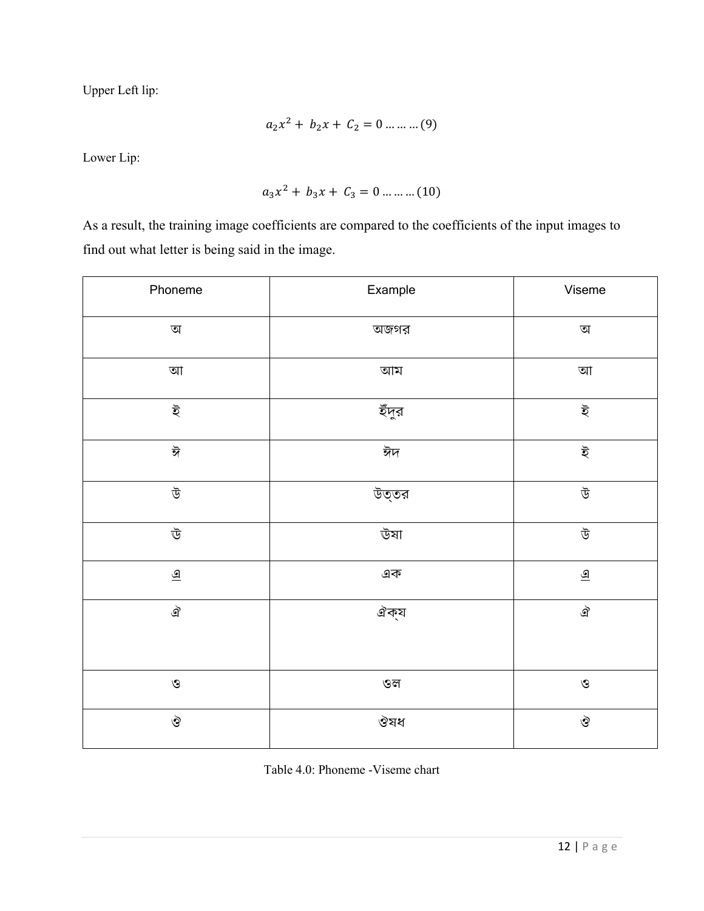Upper Left lip:

$$a_2x^2 + b_2x + C_2 = 0 \dots\dots\dots (9)$$

Lower Lip:

$$a_3x^2 + b_3x + C_3 = 0 \dots\dots\dots (10)$$

As a result, the training image coefficients are compared to the coefficients of the input images to find out what letter is being said in the image.

| Phoneme | Example | Viseme |
|---|---|---|
| অ | অজগর | অ |
| আ | আম | আ |
| ই | ইঁদুর | ই |
| ঈ | ঈদ | ই |
| উ | উত্তর | উ |
| ঊ | ঊষা | উ |
| এ | এক | এ |
| ঐ | ঐক্য | ঐ |
| ও | ওল | ও |
| ঔ | ঔষধ | ঔ |

Table 4.0: Phoneme -Viseme chart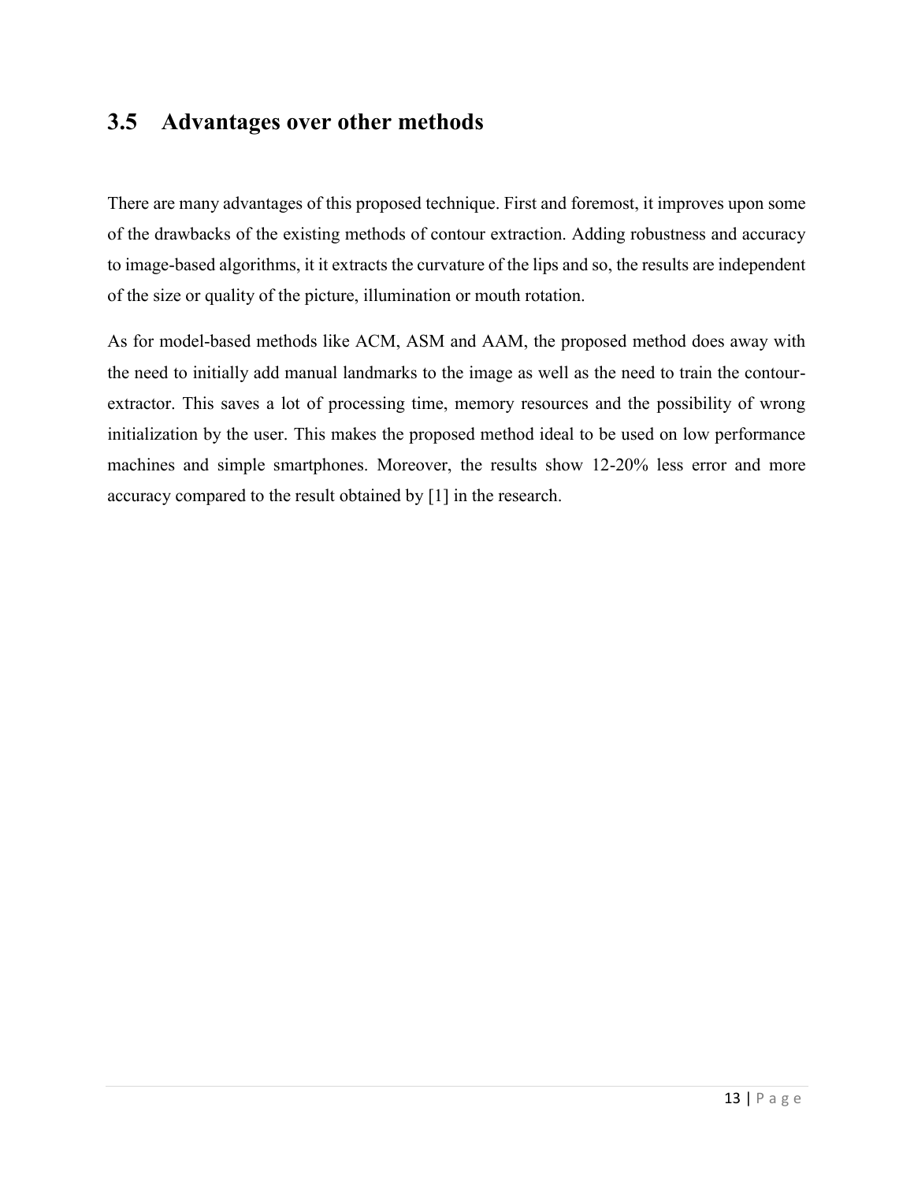## 3.5 Advantages over other methods

There are many advantages of this proposed technique. First and foremost, it improves upon some of the drawbacks of the existing methods of contour extraction. Adding robustness and accuracy to image-based algorithms, it it extracts the curvature of the lips and so, the results are independent of the size or quality of the picture, illumination or mouth rotation.

As for model-based methods like ACM, ASM and AAM, the proposed method does away with the need to initially add manual landmarks to the image as well as the need to train the contour-extractor. This saves a lot of processing time, memory resources and the possibility of wrong initialization by the user. This makes the proposed method ideal to be used on low performance machines and simple smartphones. Moreover, the results show 12-20% less error and more accuracy compared to the result obtained by [1] in the research.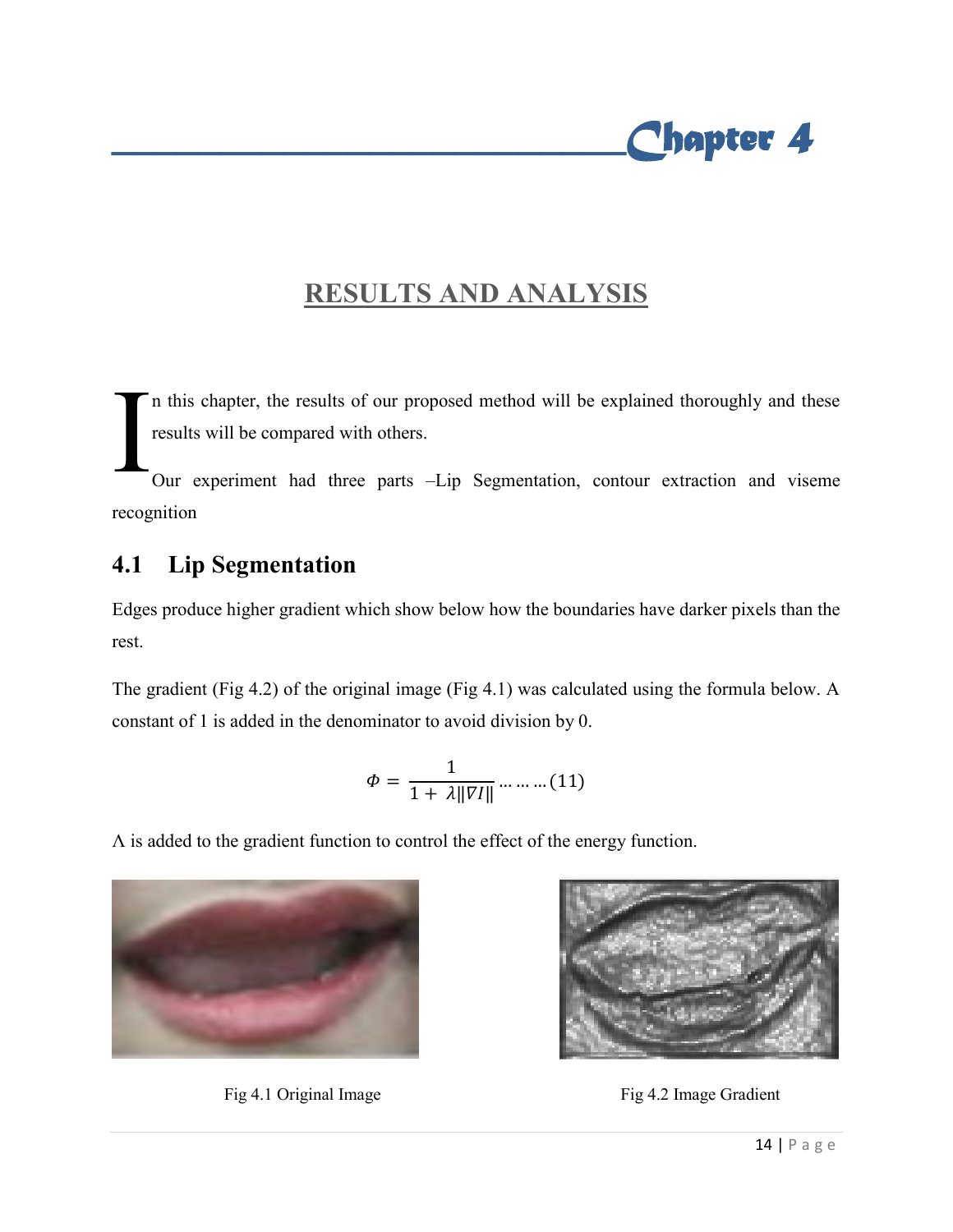# Chapter 4

## RESULTS AND ANALYSIS

In this chapter, the results of our proposed method will be explained thoroughly and these results will be compared with others.

Our experiment had three parts –Lip Segmentation, contour extraction and viseme recognition

## 4.1 Lip Segmentation

Edges produce higher gradient which show below how the boundaries have darker pixels than the rest.

The gradient (Fig 4.2) of the original image (Fig 4.1) was calculated using the formula below. A constant of 1 is added in the denominator to avoid division by 0.

$$\Phi = \frac{1}{1 + \lambda\|\nabla I\|} \ldots\ldots\ldots(11)$$

Λ is added to the gradient function to control the effect of the energy function.

Fig 4.1 Original Image

Fig 4.2 Image Gradient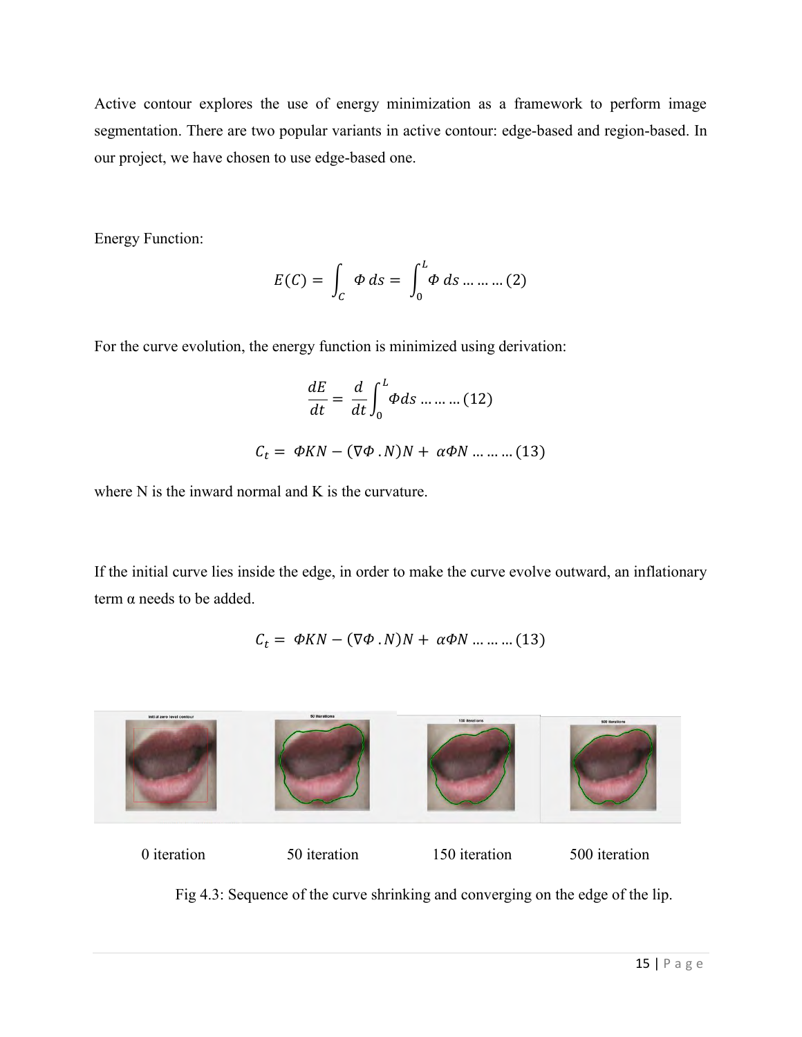Active contour explores the use of energy minimization as a framework to perform image segmentation. There are two popular variants in active contour: edge-based and region-based. In our project, we have chosen to use edge-based one.

Energy Function:

$$E(C) = \int_{C} \Phi \, ds = \int_{0}^{L} \Phi \, ds \; \ldots \ldots \ldots (2)$$

For the curve evolution, the energy function is minimized using derivation:

$$\frac{dE}{dt} = \frac{d}{dt} \int_{0}^{L} \Phi ds \; \ldots \ldots \ldots (12)$$

$$C_t = \Phi K N - (\nabla \Phi \, . N) N + \alpha \Phi N \; \ldots \ldots \ldots (13)$$

where N is the inward normal and K is the curvature.

If the initial curve lies inside the edge, in order to make the curve evolve outward, an inflationary term α needs to be added.

$$C_t = \Phi K N - (\nabla \Phi \, . N) N + \alpha \Phi N \; \ldots \ldots \ldots (13)$$

0 iteration 50 iteration 150 iteration 500 iteration

Fig 4.3: Sequence of the curve shrinking and converging on the edge of the lip.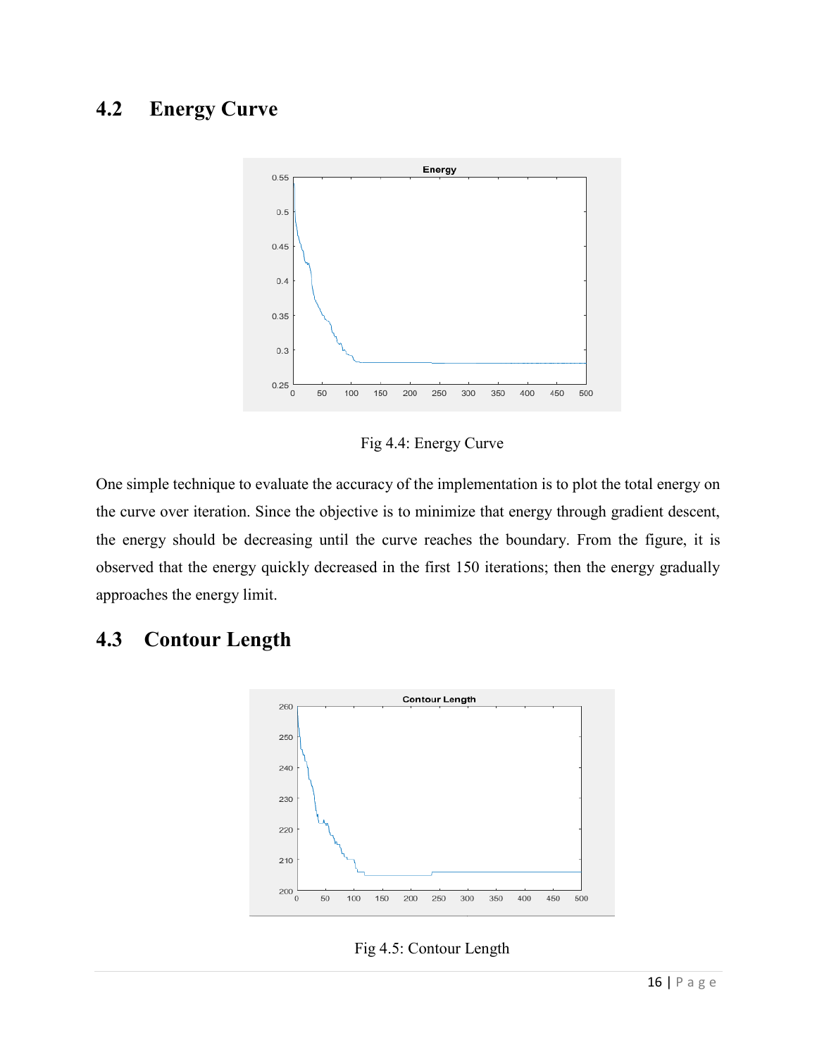## 4.2 Energy Curve

Fig 4.4: Energy Curve

One simple technique to evaluate the accuracy of the implementation is to plot the total energy on the curve over iteration. Since the objective is to minimize that energy through gradient descent, the energy should be decreasing until the curve reaches the boundary. From the figure, it is observed that the energy quickly decreased in the first 150 iterations; then the energy gradually approaches the energy limit.

## 4.3 Contour Length

Fig 4.5: Contour Length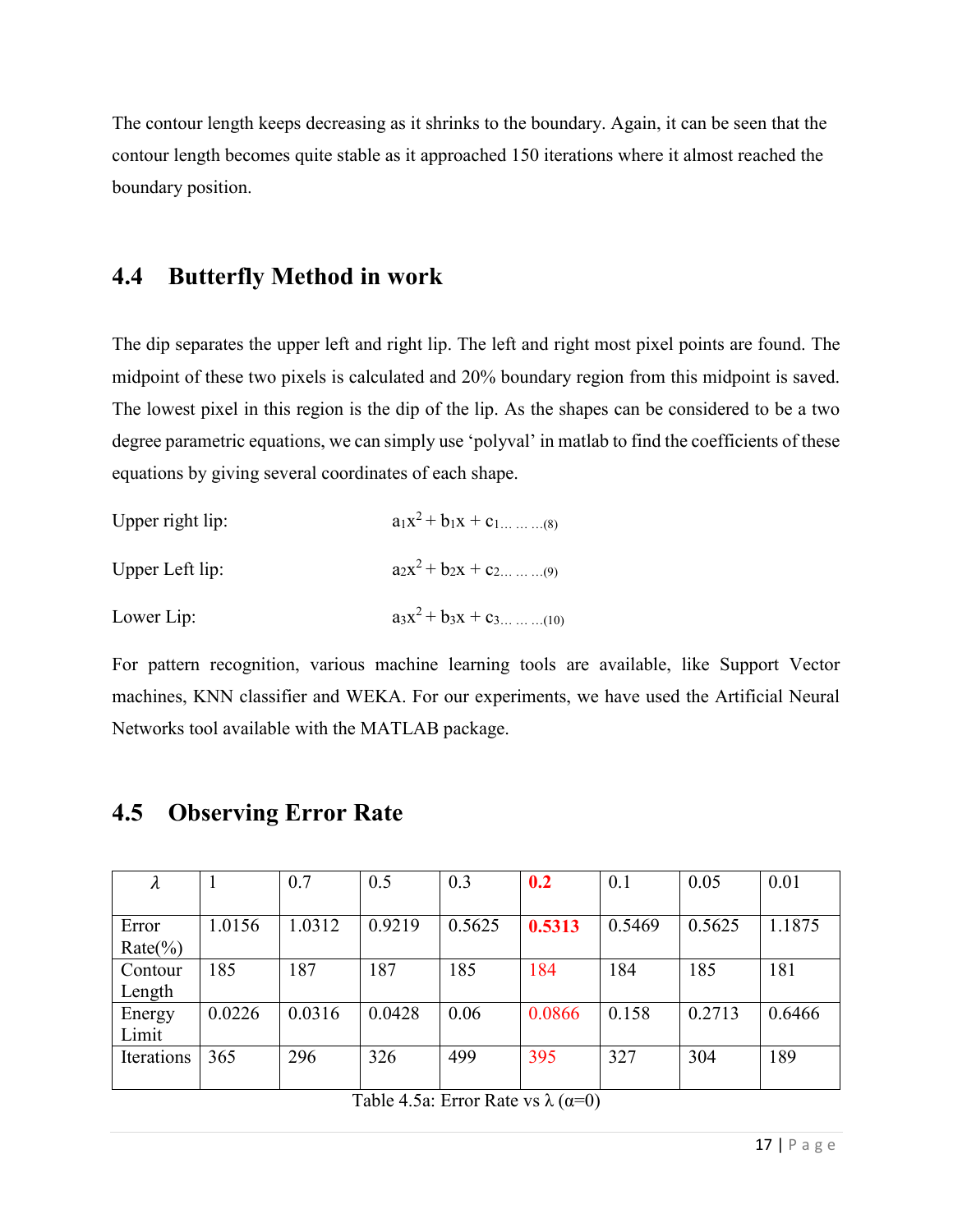The contour length keeps decreasing as it shrinks to the boundary. Again, it can be seen that the contour length becomes quite stable as it approached 150 iterations where it almost reached the boundary position.

## 4.4 Butterfly Method in work

The dip separates the upper left and right lip. The left and right most pixel points are found. The midpoint of these two pixels is calculated and 20% boundary region from this midpoint is saved. The lowest pixel in this region is the dip of the lip. As the shapes can be considered to be a two degree parametric equations, we can simply use 'polyval' in matlab to find the coefficients of these equations by giving several coordinates of each shape.

Upper right lip: $a_1x^2 + b_1x + c_1$ ... ... ...(8)

Upper Left lip: $a_2x^2 + b_2x + c_2$ ... ... ...(9)

Lower Lip: $a_3x^2 + b_3x + c_3$ ... ... ...(10)

For pattern recognition, various machine learning tools are available, like Support Vector machines, KNN classifier and WEKA. For our experiments, we have used the Artificial Neural Networks tool available with the MATLAB package.

## 4.5 Observing Error Rate

| $\lambda$ | 1 | 0.7 | 0.5 | 0.3 | **0.2** | 0.1 | 0.05 | 0.01 |
|---|---|---|---|---|---|---|---|---|
| Error Rate(%) | 1.0156 | 1.0312 | 0.9219 | 0.5625 | **0.5313** | 0.5469 | 0.5625 | 1.1875 |
| Contour Length | 185 | 187 | 187 | 185 | 184 | 184 | 185 | 181 |
| Energy Limit | 0.0226 | 0.0316 | 0.0428 | 0.06 | 0.0866 | 0.158 | 0.2713 | 0.6466 |
| Iterations | 365 | 296 | 326 | 499 | 395 | 327 | 304 | 189 |

Table 4.5a: Error Rate vs λ (α=0)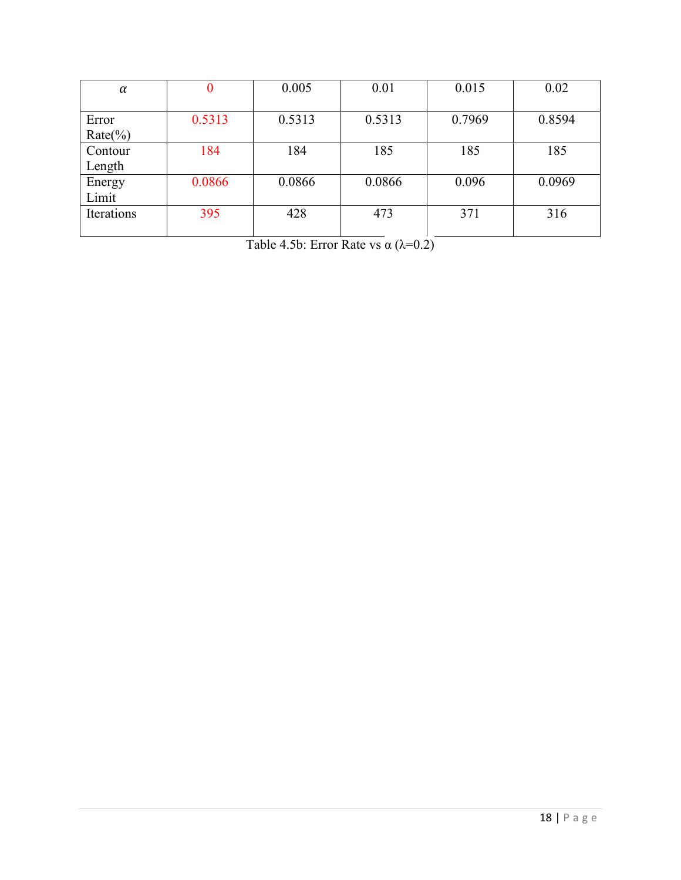| $\alpha$ | 0 | 0.005 | 0.01 | 0.015 | 0.02 |
| --- | --- | --- | --- | --- | --- |
| Error Rate(%) | 0.5313 | 0.5313 | 0.5313 | 0.7969 | 0.8594 |
| Contour Length | 184 | 184 | 185 | 185 | 185 |
| Energy Limit | 0.0866 | 0.0866 | 0.0866 | 0.096 | 0.0969 |
| Iterations | 395 | 428 | 473 | 371 | 316 |

Table 4.5b: Error Rate vs $\alpha$ ($\lambda$=0.2)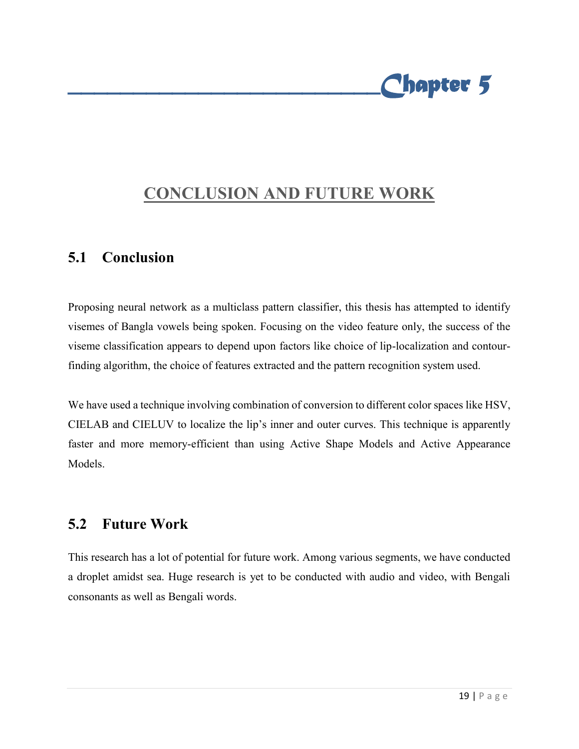# Chapter 5

## CONCLUSION AND FUTURE WORK

### 5.1 Conclusion

Proposing neural network as a multiclass pattern classifier, this thesis has attempted to identify visemes of Bangla vowels being spoken. Focusing on the video feature only, the success of the viseme classification appears to depend upon factors like choice of lip-localization and contour-finding algorithm, the choice of features extracted and the pattern recognition system used.

We have used a technique involving combination of conversion to different color spaces like HSV, CIELAB and CIELUV to localize the lip's inner and outer curves. This technique is apparently faster and more memory-efficient than using Active Shape Models and Active Appearance Models.

### 5.2 Future Work

This research has a lot of potential for future work. Among various segments, we have conducted a droplet amidst sea. Huge research is yet to be conducted with audio and video, with Bengali consonants as well as Bengali words.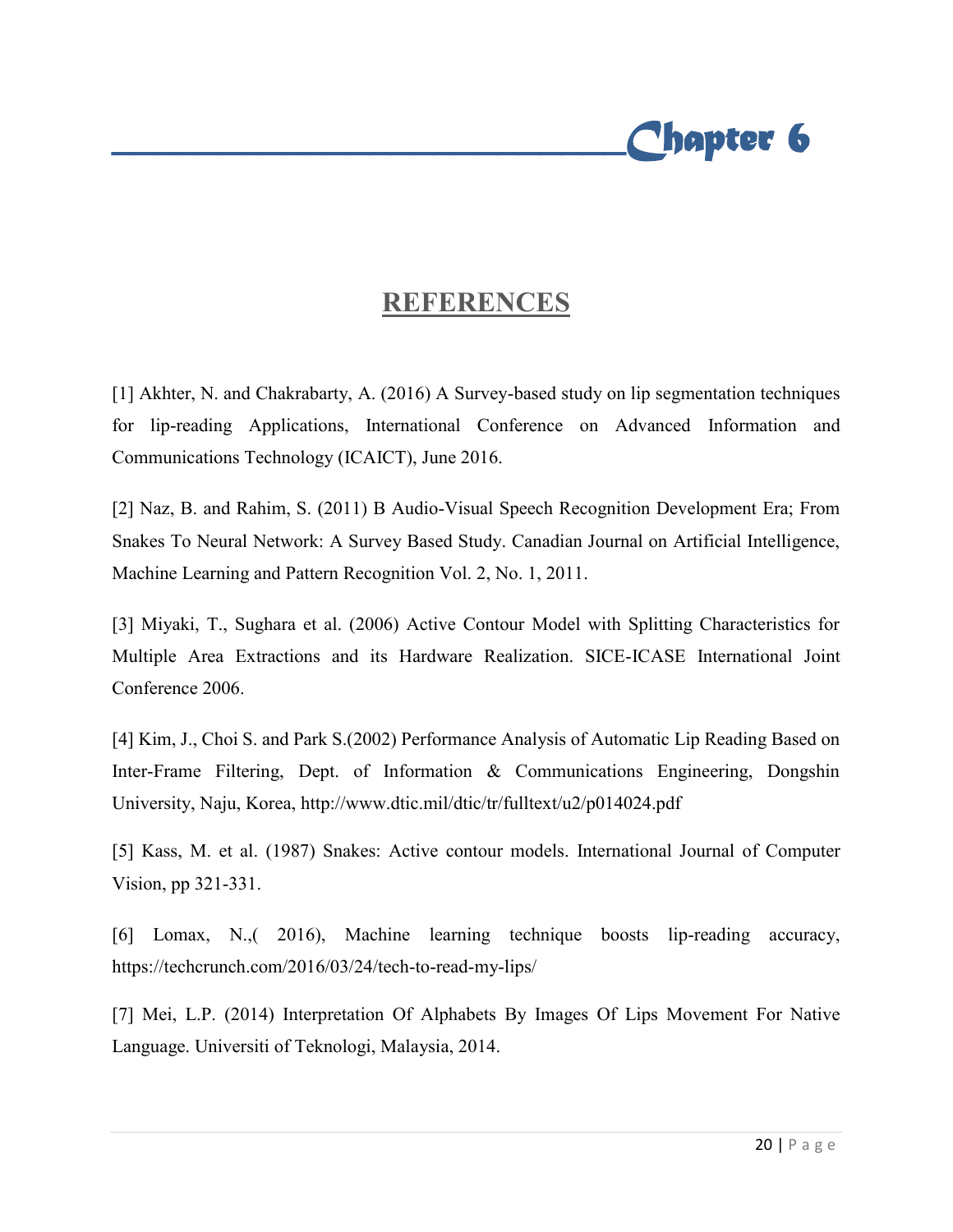# Chapter 6

## REFERENCES

[1] Akhter, N. and Chakrabarty, A. (2016) A Survey-based study on lip segmentation techniques for lip-reading Applications, International Conference on Advanced Information and Communications Technology (ICAICT), June 2016.

[2] Naz, B. and Rahim, S. (2011) B Audio-Visual Speech Recognition Development Era; From Snakes To Neural Network: A Survey Based Study. Canadian Journal on Artificial Intelligence, Machine Learning and Pattern Recognition Vol. 2, No. 1, 2011.

[3] Miyaki, T., Sughara et al. (2006) Active Contour Model with Splitting Characteristics for Multiple Area Extractions and its Hardware Realization. SICE-ICASE International Joint Conference 2006.

[4] Kim, J., Choi S. and Park S.(2002) Performance Analysis of Automatic Lip Reading Based on Inter-Frame Filtering, Dept. of Information & Communications Engineering, Dongshin University, Naju, Korea, http://www.dtic.mil/dtic/tr/fulltext/u2/p014024.pdf

[5] Kass, M. et al. (1987) Snakes: Active contour models. International Journal of Computer Vision, pp 321-331.

[6] Lomax, N.,( 2016), Machine learning technique boosts lip-reading accuracy, https://techcrunch.com/2016/03/24/tech-to-read-my-lips/

[7] Mei, L.P. (2014) Interpretation Of Alphabets By Images Of Lips Movement For Native Language. Universiti of Teknologi, Malaysia, 2014.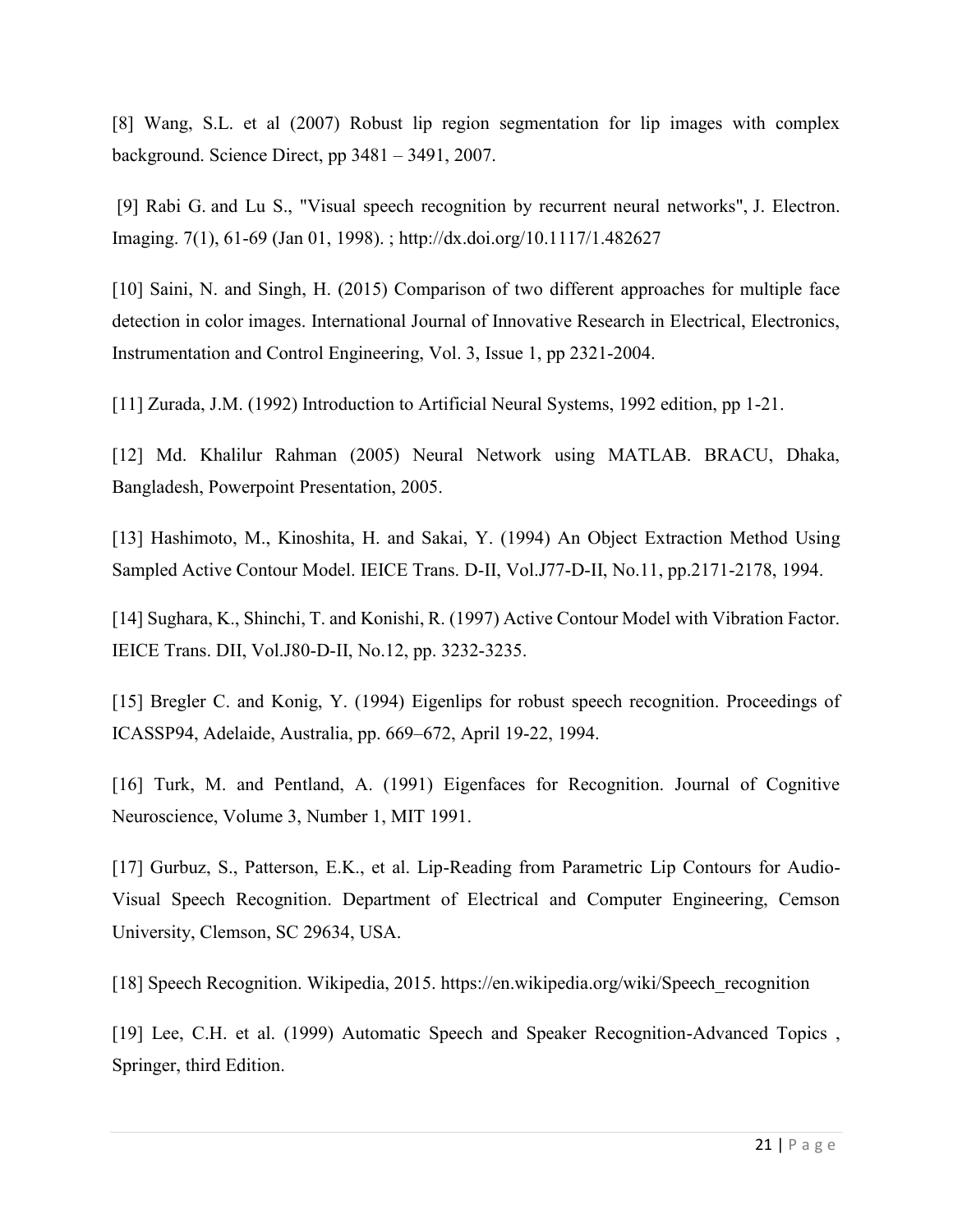[8] Wang, S.L. et al (2007) Robust lip region segmentation for lip images with complex background. Science Direct, pp 3481 – 3491, 2007.

[9] Rabi G. and Lu S., "Visual speech recognition by recurrent neural networks", J. Electron. Imaging. 7(1), 61-69 (Jan 01, 1998). ; http://dx.doi.org/10.1117/1.482627

[10] Saini, N. and Singh, H. (2015) Comparison of two different approaches for multiple face detection in color images. International Journal of Innovative Research in Electrical, Electronics, Instrumentation and Control Engineering, Vol. 3, Issue 1, pp 2321-2004.

[11] Zurada, J.M. (1992) Introduction to Artificial Neural Systems, 1992 edition, pp 1-21.

[12] Md. Khalilur Rahman (2005) Neural Network using MATLAB. BRACU, Dhaka, Bangladesh, Powerpoint Presentation, 2005.

[13] Hashimoto, M., Kinoshita, H. and Sakai, Y. (1994) An Object Extraction Method Using Sampled Active Contour Model. IEICE Trans. D-II, Vol.J77-D-II, No.11, pp.2171-2178, 1994.

[14] Sughara, K., Shinchi, T. and Konishi, R. (1997) Active Contour Model with Vibration Factor. IEICE Trans. DII, Vol.J80-D-II, No.12, pp. 3232-3235.

[15] Bregler C. and Konig, Y. (1994) Eigenlips for robust speech recognition. Proceedings of ICASSP94, Adelaide, Australia, pp. 669–672, April 19-22, 1994.

[16] Turk, M. and Pentland, A. (1991) Eigenfaces for Recognition. Journal of Cognitive Neuroscience, Volume 3, Number 1, MIT 1991.

[17] Gurbuz, S., Patterson, E.K., et al. Lip-Reading from Parametric Lip Contours for Audio-Visual Speech Recognition. Department of Electrical and Computer Engineering, Cemson University, Clemson, SC 29634, USA.

[18] Speech Recognition. Wikipedia, 2015. https://en.wikipedia.org/wiki/Speech_recognition

[19] Lee, C.H. et al. (1999) Automatic Speech and Speaker Recognition-Advanced Topics , Springer, third Edition.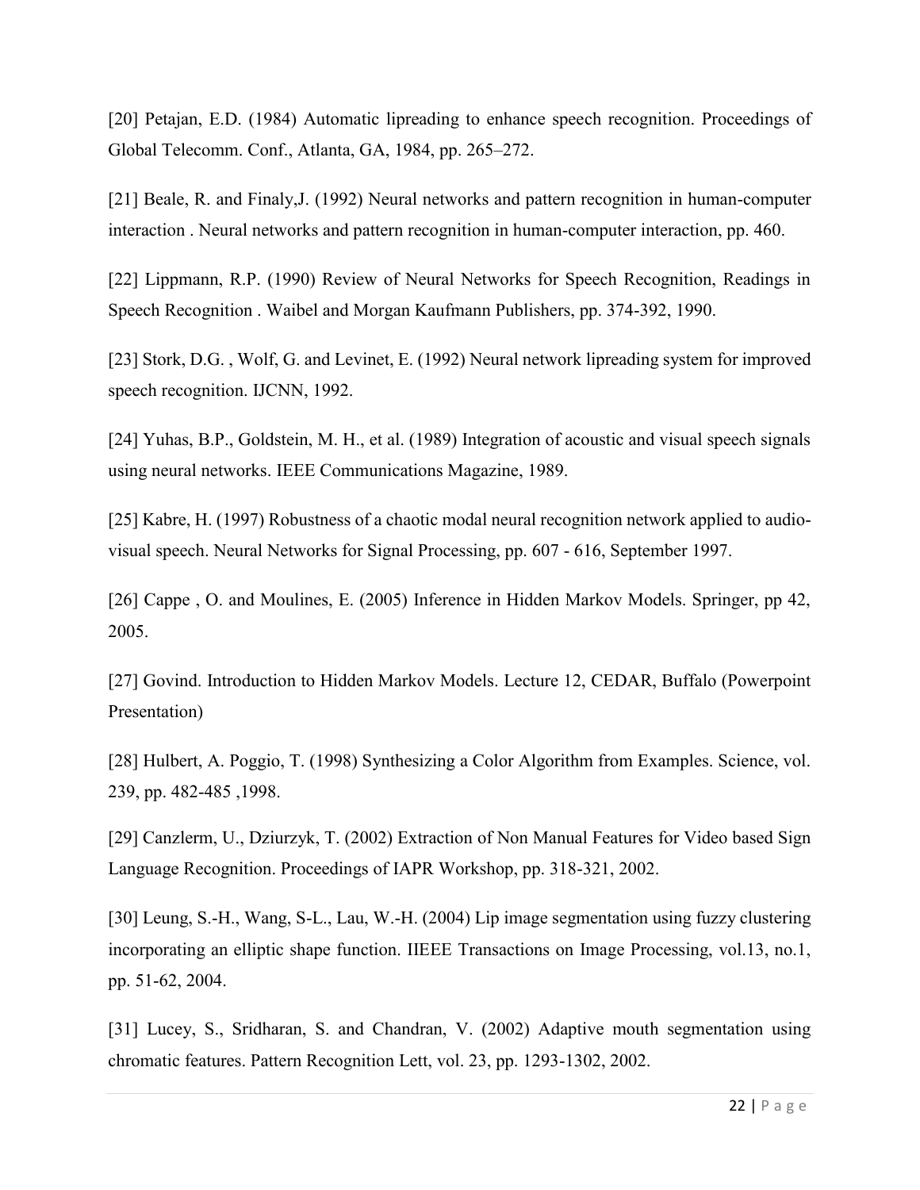[20] Petajan, E.D. (1984) Automatic lipreading to enhance speech recognition. Proceedings of Global Telecomm. Conf., Atlanta, GA, 1984, pp. 265–272.

[21] Beale, R. and Finaly,J. (1992) Neural networks and pattern recognition in human-computer interaction . Neural networks and pattern recognition in human-computer interaction, pp. 460.

[22] Lippmann, R.P. (1990) Review of Neural Networks for Speech Recognition, Readings in Speech Recognition . Waibel and Morgan Kaufmann Publishers, pp. 374-392, 1990.

[23] Stork, D.G. , Wolf, G. and Levinet, E. (1992) Neural network lipreading system for improved speech recognition. IJCNN, 1992.

[24] Yuhas, B.P., Goldstein, M. H., et al. (1989) Integration of acoustic and visual speech signals using neural networks. IEEE Communications Magazine, 1989.

[25] Kabre, H. (1997) Robustness of a chaotic modal neural recognition network applied to audio-visual speech. Neural Networks for Signal Processing, pp. 607 - 616, September 1997.

[26] Cappe , O. and Moulines, E. (2005) Inference in Hidden Markov Models. Springer, pp 42, 2005.

[27] Govind. Introduction to Hidden Markov Models. Lecture 12, CEDAR, Buffalo (Powerpoint Presentation)

[28] Hulbert, A. Poggio, T. (1998) Synthesizing a Color Algorithm from Examples. Science, vol. 239, pp. 482-485 ,1998.

[29] Canzlerm, U., Dziurzyk, T. (2002) Extraction of Non Manual Features for Video based Sign Language Recognition. Proceedings of IAPR Workshop, pp. 318-321, 2002.

[30] Leung, S.-H., Wang, S-L., Lau, W.-H. (2004) Lip image segmentation using fuzzy clustering incorporating an elliptic shape function. IIEEE Transactions on Image Processing, vol.13, no.1, pp. 51-62, 2004.

[31] Lucey, S., Sridharan, S. and Chandran, V. (2002) Adaptive mouth segmentation using chromatic features. Pattern Recognition Lett, vol. 23, pp. 1293-1302, 2002.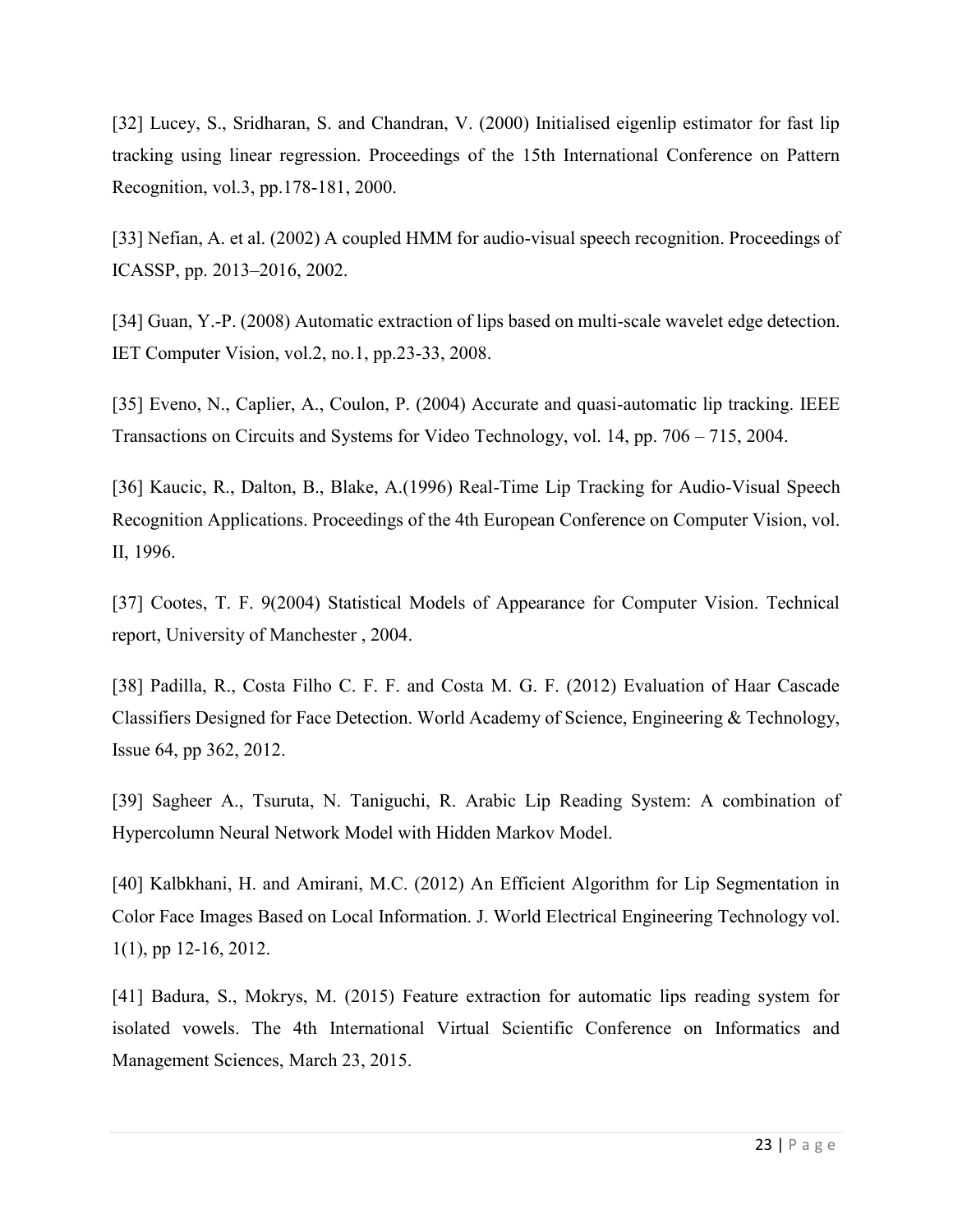[32] Lucey, S., Sridharan, S. and Chandran, V. (2000) Initialised eigenlip estimator for fast lip tracking using linear regression. Proceedings of the 15th International Conference on Pattern Recognition, vol.3, pp.178-181, 2000.

[33] Nefian, A. et al. (2002) A coupled HMM for audio-visual speech recognition. Proceedings of ICASSP, pp. 2013–2016, 2002.

[34] Guan, Y.-P. (2008) Automatic extraction of lips based on multi-scale wavelet edge detection. IET Computer Vision, vol.2, no.1, pp.23-33, 2008.

[35] Eveno, N., Caplier, A., Coulon, P. (2004) Accurate and quasi-automatic lip tracking. IEEE Transactions on Circuits and Systems for Video Technology, vol. 14, pp. 706 – 715, 2004.

[36] Kaucic, R., Dalton, B., Blake, A.(1996) Real-Time Lip Tracking for Audio-Visual Speech Recognition Applications. Proceedings of the 4th European Conference on Computer Vision, vol. II, 1996.

[37] Cootes, T. F. 9(2004) Statistical Models of Appearance for Computer Vision. Technical report, University of Manchester , 2004.

[38] Padilla, R., Costa Filho C. F. F. and Costa M. G. F. (2012) Evaluation of Haar Cascade Classifiers Designed for Face Detection. World Academy of Science, Engineering & Technology, Issue 64, pp 362, 2012.

[39] Sagheer A., Tsuruta, N. Taniguchi, R. Arabic Lip Reading System: A combination of Hypercolumn Neural Network Model with Hidden Markov Model.

[40] Kalbkhani, H. and Amirani, M.C. (2012) An Efficient Algorithm for Lip Segmentation in Color Face Images Based on Local Information. J. World Electrical Engineering Technology vol. 1(1), pp 12-16, 2012.

[41] Badura, S., Mokrys, M. (2015) Feature extraction for automatic lips reading system for isolated vowels. The 4th International Virtual Scientific Conference on Informatics and Management Sciences, March 23, 2015.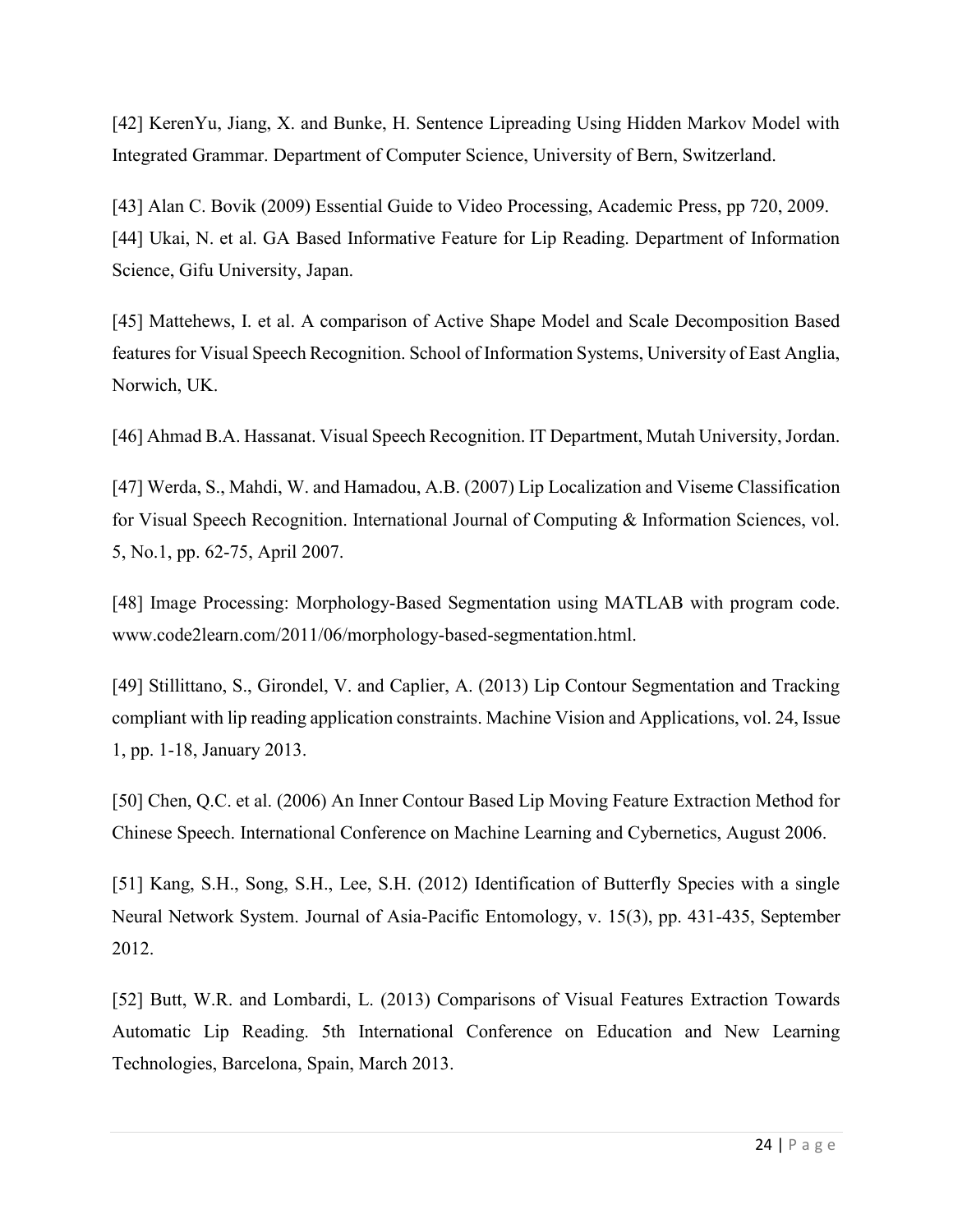[42] KerenYu, Jiang, X. and Bunke, H. Sentence Lipreading Using Hidden Markov Model with Integrated Grammar. Department of Computer Science, University of Bern, Switzerland.

[43] Alan C. Bovik (2009) Essential Guide to Video Processing, Academic Press, pp 720, 2009.

[44] Ukai, N. et al. GA Based Informative Feature for Lip Reading. Department of Information Science, Gifu University, Japan.

[45] Mattehews, I. et al. A comparison of Active Shape Model and Scale Decomposition Based features for Visual Speech Recognition. School of Information Systems, University of East Anglia, Norwich, UK.

[46] Ahmad B.A. Hassanat. Visual Speech Recognition. IT Department, Mutah University, Jordan.

[47] Werda, S., Mahdi, W. and Hamadou, A.B. (2007) Lip Localization and Viseme Classification for Visual Speech Recognition. International Journal of Computing & Information Sciences, vol. 5, No.1, pp. 62-75, April 2007.

[48] Image Processing: Morphology-Based Segmentation using MATLAB with program code. www.code2learn.com/2011/06/morphology-based-segmentation.html.

[49] Stillittano, S., Girondel, V. and Caplier, A. (2013) Lip Contour Segmentation and Tracking compliant with lip reading application constraints. Machine Vision and Applications, vol. 24, Issue 1, pp. 1-18, January 2013.

[50] Chen, Q.C. et al. (2006) An Inner Contour Based Lip Moving Feature Extraction Method for Chinese Speech. International Conference on Machine Learning and Cybernetics, August 2006.

[51] Kang, S.H., Song, S.H., Lee, S.H. (2012) Identification of Butterfly Species with a single Neural Network System. Journal of Asia-Pacific Entomology, v. 15(3), pp. 431-435, September 2012.

[52] Butt, W.R. and Lombardi, L. (2013) Comparisons of Visual Features Extraction Towards Automatic Lip Reading. 5th International Conference on Education and New Learning Technologies, Barcelona, Spain, March 2013.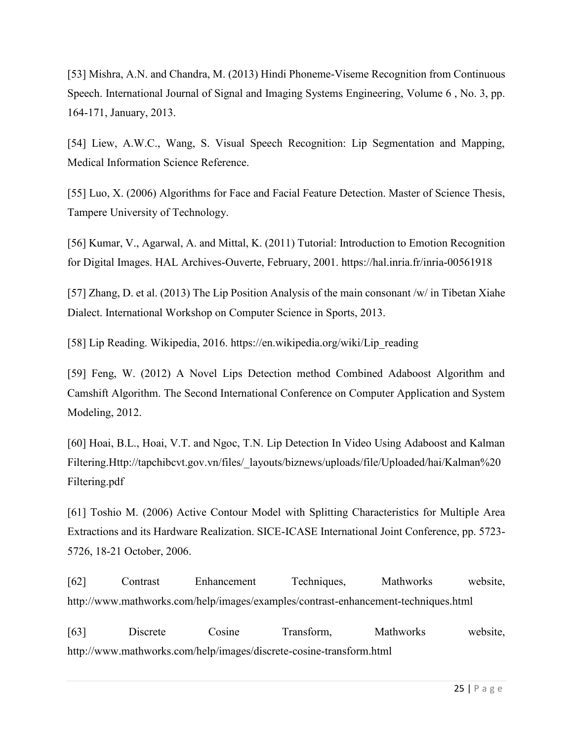[53] Mishra, A.N. and Chandra, M. (2013) Hindi Phoneme-Viseme Recognition from Continuous Speech. International Journal of Signal and Imaging Systems Engineering, Volume 6 , No. 3, pp. 164-171, January, 2013.

[54] Liew, A.W.C., Wang, S. Visual Speech Recognition: Lip Segmentation and Mapping, Medical Information Science Reference.

[55] Luo, X. (2006) Algorithms for Face and Facial Feature Detection. Master of Science Thesis, Tampere University of Technology.

[56] Kumar, V., Agarwal, A. and Mittal, K. (2011) Tutorial: Introduction to Emotion Recognition for Digital Images. HAL Archives-Ouverte, February, 2001. https://hal.inria.fr/inria-00561918

[57] Zhang, D. et al. (2013) The Lip Position Analysis of the main consonant /w/ in Tibetan Xiahe Dialect. International Workshop on Computer Science in Sports, 2013.

[58] Lip Reading. Wikipedia, 2016. https://en.wikipedia.org/wiki/Lip_reading

[59] Feng, W. (2012) A Novel Lips Detection method Combined Adaboost Algorithm and Camshift Algorithm. The Second International Conference on Computer Application and System Modeling, 2012.

[60] Hoai, B.L., Hoai, V.T. and Ngoc, T.N. Lip Detection In Video Using Adaboost and Kalman Filtering.Http://tapchibcvt.gov.vn/files/_layouts/biznews/uploads/file/Uploaded/hai/Kalman%20 Filtering.pdf

[61] Toshio M. (2006) Active Contour Model with Splitting Characteristics for Multiple Area Extractions and its Hardware Realization. SICE-ICASE International Joint Conference, pp. 5723-5726, 18-21 October, 2006.

[62] Contrast Enhancement Techniques, Mathworks website, http://www.mathworks.com/help/images/examples/contrast-enhancement-techniques.html

[63] Discrete Cosine Transform, Mathworks website, http://www.mathworks.com/help/images/discrete-cosine-transform.html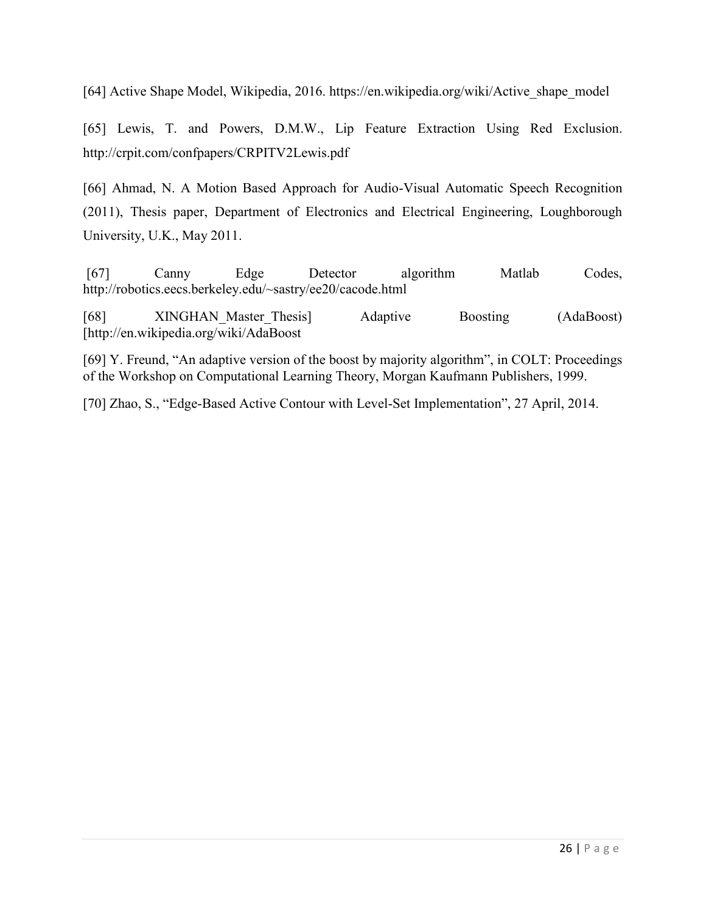[64] Active Shape Model, Wikipedia, 2016. https://en.wikipedia.org/wiki/Active_shape_model

[65] Lewis, T. and Powers, D.M.W., Lip Feature Extraction Using Red Exclusion. http://crpit.com/confpapers/CRPITV2Lewis.pdf

[66] Ahmad, N. A Motion Based Approach for Audio-Visual Automatic Speech Recognition (2011), Thesis paper, Department of Electronics and Electrical Engineering, Loughborough University, U.K., May 2011.

[67] Canny Edge Detector algorithm Matlab Codes, http://robotics.eecs.berkeley.edu/~sastry/ee20/cacode.html

[68] XINGHAN_Master_Thesis] Adaptive Boosting (AdaBoost) [http://en.wikipedia.org/wiki/AdaBoost

[69] Y. Freund, "An adaptive version of the boost by majority algorithm", in COLT: Proceedings of the Workshop on Computational Learning Theory, Morgan Kaufmann Publishers, 1999.

[70] Zhao, S., "Edge-Based Active Contour with Level-Set Implementation", 27 April, 2014.